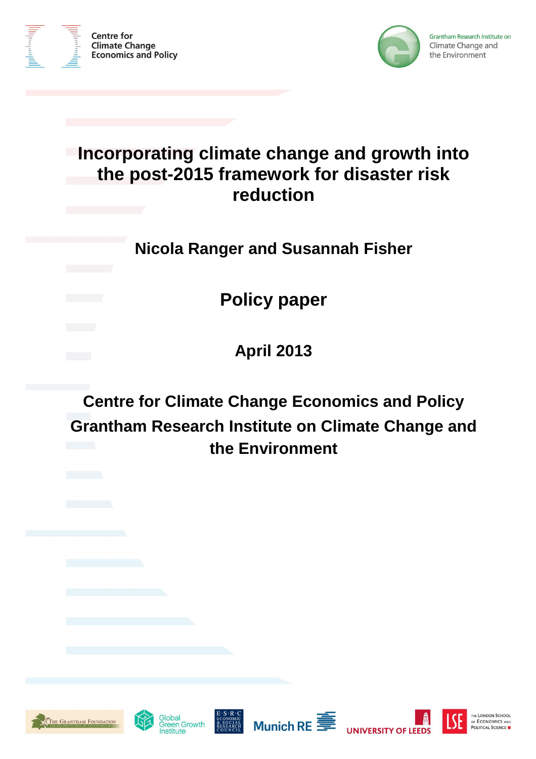Centre for Climate Change Economics and Policy

Grantham Research Institute on Climate Change and the Environment

# Incorporating climate change and growth into the post-2015 framework for disaster risk reduction

**Nicola Ranger and Susannah Fisher**

## Policy paper

**April 2013**

**Centre for Climate Change Economics and Policy**

**Grantham Research Institute on Climate Change and the Environment**

The Grantham Foundation for the Protection of the Environment | Global Green Growth Institute | ESRC Economic & Social Research Council | Munich RE | University of Leeds | LSE The London School of Economics and Political Science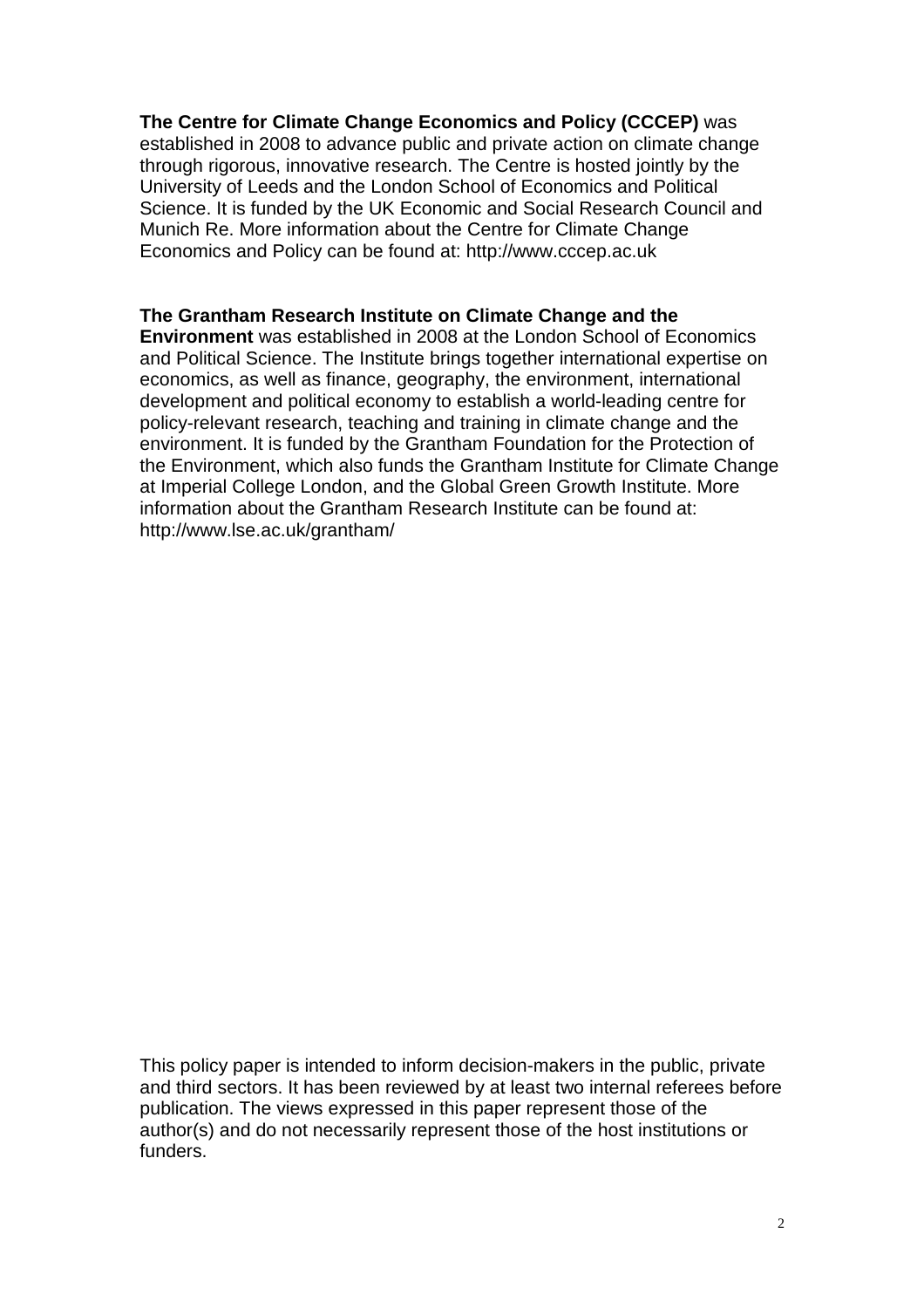**The Centre for Climate Change Economics and Policy (CCCEP)** was established in 2008 to advance public and private action on climate change through rigorous, innovative research. The Centre is hosted jointly by the University of Leeds and the London School of Economics and Political Science. It is funded by the UK Economic and Social Research Council and Munich Re. More information about the Centre for Climate Change Economics and Policy can be found at: http://www.cccep.ac.uk

**The Grantham Research Institute on Climate Change and the Environment** was established in 2008 at the London School of Economics and Political Science. The Institute brings together international expertise on economics, as well as finance, geography, the environment, international development and political economy to establish a world-leading centre for policy-relevant research, teaching and training in climate change and the environment. It is funded by the Grantham Foundation for the Protection of the Environment, which also funds the Grantham Institute for Climate Change at Imperial College London, and the Global Green Growth Institute. More information about the Grantham Research Institute can be found at: http://www.lse.ac.uk/grantham/

This policy paper is intended to inform decision-makers in the public, private and third sectors. It has been reviewed by at least two internal referees before publication. The views expressed in this paper represent those of the author(s) and do not necessarily represent those of the host institutions or funders.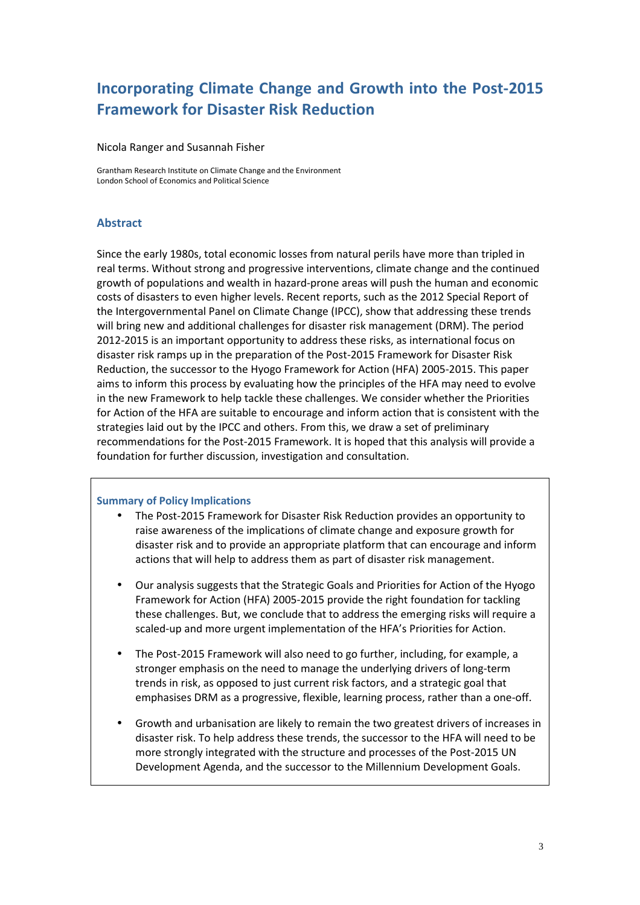# Incorporating Climate Change and Growth into the Post-2015 Framework for Disaster Risk Reduction

Nicola Ranger and Susannah Fisher

Grantham Research Institute on Climate Change and the Environment
London School of Economics and Political Science

## Abstract

Since the early 1980s, total economic losses from natural perils have more than tripled in real terms. Without strong and progressive interventions, climate change and the continued growth of populations and wealth in hazard-prone areas will push the human and economic costs of disasters to even higher levels. Recent reports, such as the 2012 Special Report of the Intergovernmental Panel on Climate Change (IPCC), show that addressing these trends will bring new and additional challenges for disaster risk management (DRM). The period 2012-2015 is an important opportunity to address these risks, as international focus on disaster risk ramps up in the preparation of the Post-2015 Framework for Disaster Risk Reduction, the successor to the Hyogo Framework for Action (HFA) 2005-2015. This paper aims to inform this process by evaluating how the principles of the HFA may need to evolve in the new Framework to help tackle these challenges. We consider whether the Priorities for Action of the HFA are suitable to encourage and inform action that is consistent with the strategies laid out by the IPCC and others. From this, we draw a set of preliminary recommendations for the Post-2015 Framework. It is hoped that this analysis will provide a foundation for further discussion, investigation and consultation.

### Summary of Policy Implications

- The Post-2015 Framework for Disaster Risk Reduction provides an opportunity to raise awareness of the implications of climate change and exposure growth for disaster risk and to provide an appropriate platform that can encourage and inform actions that will help to address them as part of disaster risk management.
- Our analysis suggests that the Strategic Goals and Priorities for Action of the Hyogo Framework for Action (HFA) 2005-2015 provide the right foundation for tackling these challenges. But, we conclude that to address the emerging risks will require a scaled-up and more urgent implementation of the HFA's Priorities for Action.
- The Post-2015 Framework will also need to go further, including, for example, a stronger emphasis on the need to manage the underlying drivers of long-term trends in risk, as opposed to just current risk factors, and a strategic goal that emphasises DRM as a progressive, flexible, learning process, rather than a one-off.
- Growth and urbanisation are likely to remain the two greatest drivers of increases in disaster risk. To help address these trends, the successor to the HFA will need to be more strongly integrated with the structure and processes of the Post-2015 UN Development Agenda, and the successor to the Millennium Development Goals.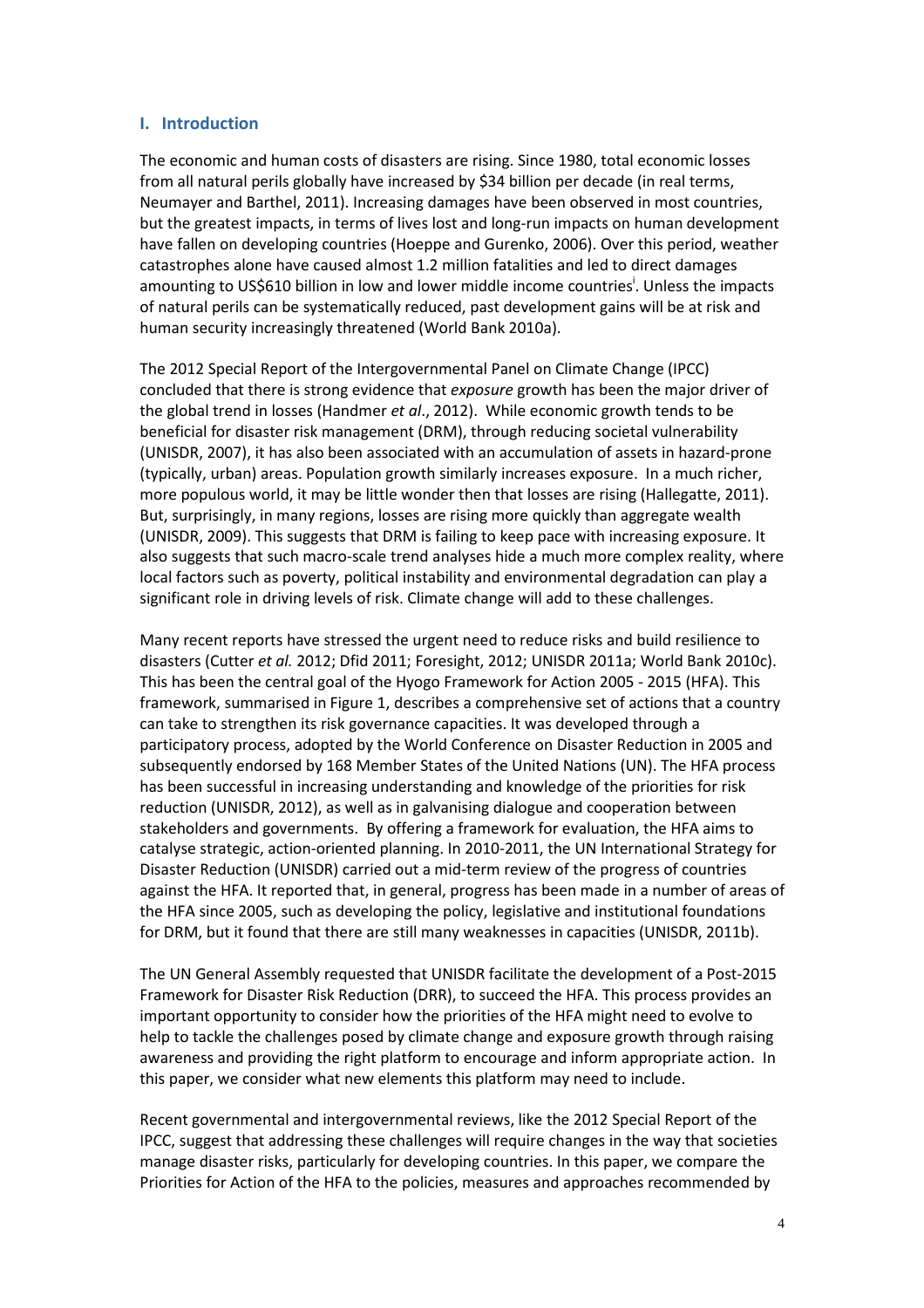## I. Introduction

The economic and human costs of disasters are rising. Since 1980, total economic losses from all natural perils globally have increased by $34 billion per decade (in real terms, Neumayer and Barthel, 2011). Increasing damages have been observed in most countries, but the greatest impacts, in terms of lives lost and long-run impacts on human development have fallen on developing countries (Hoeppe and Gurenko, 2006). Over this period, weather catastrophes alone have caused almost 1.2 million fatalities and led to direct damages amounting to US$610 billion in low and lower middle income countries[i]. Unless the impacts of natural perils can be systematically reduced, past development gains will be at risk and human security increasingly threatened (World Bank 2010a).

The 2012 Special Report of the Intergovernmental Panel on Climate Change (IPCC) concluded that there is strong evidence that *exposure* growth has been the major driver of the global trend in losses (Handmer *et al*., 2012). While economic growth tends to be beneficial for disaster risk management (DRM), through reducing societal vulnerability (UNISDR, 2007), it has also been associated with an accumulation of assets in hazard-prone (typically, urban) areas. Population growth similarly increases exposure. In a much richer, more populous world, it may be little wonder then that losses are rising (Hallegatte, 2011). But, surprisingly, in many regions, losses are rising more quickly than aggregate wealth (UNISDR, 2009). This suggests that DRM is failing to keep pace with increasing exposure. It also suggests that such macro-scale trend analyses hide a much more complex reality, where local factors such as poverty, political instability and environmental degradation can play a significant role in driving levels of risk. Climate change will add to these challenges.

Many recent reports have stressed the urgent need to reduce risks and build resilience to disasters (Cutter *et al.* 2012; Dfid 2011; Foresight, 2012; UNISDR 2011a; World Bank 2010c). This has been the central goal of the Hyogo Framework for Action 2005 - 2015 (HFA). This framework, summarised in Figure 1, describes a comprehensive set of actions that a country can take to strengthen its risk governance capacities. It was developed through a participatory process, adopted by the World Conference on Disaster Reduction in 2005 and subsequently endorsed by 168 Member States of the United Nations (UN). The HFA process has been successful in increasing understanding and knowledge of the priorities for risk reduction (UNISDR, 2012), as well as in galvanising dialogue and cooperation between stakeholders and governments. By offering a framework for evaluation, the HFA aims to catalyse strategic, action-oriented planning. In 2010-2011, the UN International Strategy for Disaster Reduction (UNISDR) carried out a mid-term review of the progress of countries against the HFA. It reported that, in general, progress has been made in a number of areas of the HFA since 2005, such as developing the policy, legislative and institutional foundations for DRM, but it found that there are still many weaknesses in capacities (UNISDR, 2011b).

The UN General Assembly requested that UNISDR facilitate the development of a Post-2015 Framework for Disaster Risk Reduction (DRR), to succeed the HFA. This process provides an important opportunity to consider how the priorities of the HFA might need to evolve to help to tackle the challenges posed by climate change and exposure growth through raising awareness and providing the right platform to encourage and inform appropriate action. In this paper, we consider what new elements this platform may need to include.

Recent governmental and intergovernmental reviews, like the 2012 Special Report of the IPCC, suggest that addressing these challenges will require changes in the way that societies manage disaster risks, particularly for developing countries. In this paper, we compare the Priorities for Action of the HFA to the policies, measures and approaches recommended by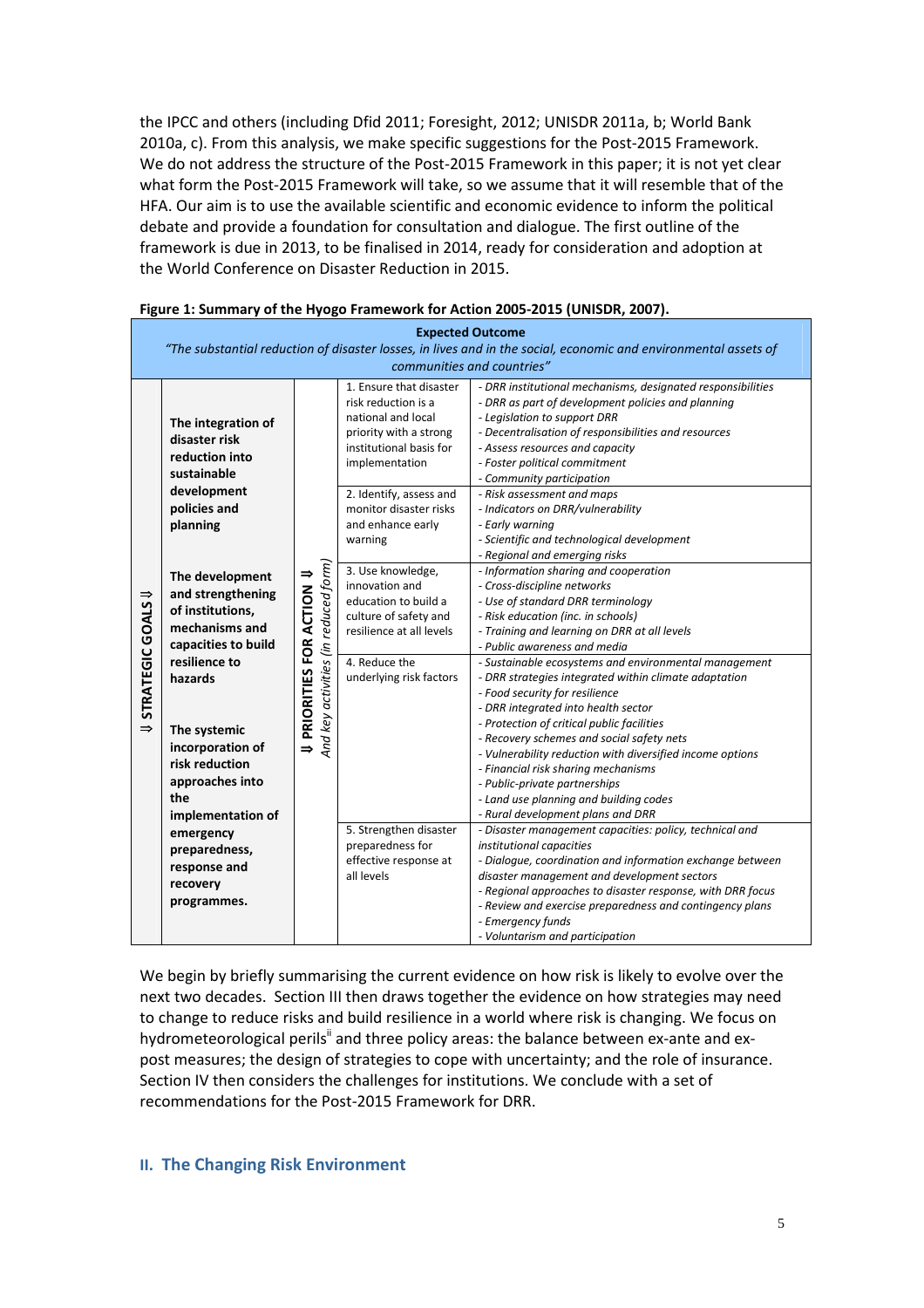the IPCC and others (including Dfid 2011; Foresight, 2012; UNISDR 2011a, b; World Bank 2010a, c). From this analysis, we make specific suggestions for the Post-2015 Framework. We do not address the structure of the Post-2015 Framework in this paper; it is not yet clear what form the Post-2015 Framework will take, so we assume that it will resemble that of the HFA. Our aim is to use the available scientific and economic evidence to inform the political debate and provide a foundation for consultation and dialogue. The first outline of the framework is due in 2013, to be finalised in 2014, ready for consideration and adoption at the World Conference on Disaster Reduction in 2015.

**Figure 1: Summary of the Hyogo Framework for Action 2005-2015 (UNISDR, 2007).**

**Expected Outcome**

*"The substantial reduction of disaster losses, in lives and in the social, economic and environmental assets of communities and countries"*

| ⇒ STRATEGIC GOALS ⇒ | ⇒ PRIORITIES FOR ACTION ⇒ *And key activities (in reduced form)* | |
|---|---|---|
| **The integration of disaster risk reduction into sustainable development policies and planning**<br><br>**The development and strengthening of institutions, mechanisms and capacities to build resilience to hazards**<br><br>**The systemic incorporation of risk reduction approaches into the implementation of emergency preparedness, response and recovery programmes.** | 1. Ensure that disaster risk reduction is a national and local priority with a strong institutional basis for implementation | *- DRR institutional mechanisms, designated responsibilities*<br>*- DRR as part of development policies and planning*<br>*- Legislation to support DRR*<br>*- Decentralisation of responsibilities and resources*<br>*- Assess resources and capacity*<br>*- Foster political commitment*<br>*- Community participation* |
| | 2. Identify, assess and monitor disaster risks and enhance early warning | *- Risk assessment and maps*<br>*- Indicators on DRR/vulnerability*<br>*- Early warning*<br>*- Scientific and technological development*<br>*- Regional and emerging risks* |
| | 3. Use knowledge, innovation and education to build a culture of safety and resilience at all levels | *- Information sharing and cooperation*<br>*- Cross-discipline networks*<br>*- Use of standard DRR terminology*<br>*- Risk education (inc. in schools)*<br>*- Training and learning on DRR at all levels*<br>*- Public awareness and media* |
| | 4. Reduce the underlying risk factors | *- Sustainable ecosystems and environmental management*<br>*- DRR strategies integrated within climate adaptation*<br>*- Food security for resilience*<br>*- DRR integrated into health sector*<br>*- Protection of critical public facilities*<br>*- Recovery schemes and social safety nets*<br>*- Vulnerability reduction with diversified income options*<br>*- Financial risk sharing mechanisms*<br>*- Public-private partnerships*<br>*- Land use planning and building codes*<br>*- Rural development plans and DRR* |
| | 5. Strengthen disaster preparedness for effective response at all levels | *- Disaster management capacities: policy, technical and institutional capacities*<br>*- Dialogue, coordination and information exchange between disaster management and development sectors*<br>*- Regional approaches to disaster response, with DRR focus*<br>*- Review and exercise preparedness and contingency plans*<br>*- Emergency funds*<br>*- Voluntarism and participation* |

We begin by briefly summarising the current evidence on how risk is likely to evolve over the next two decades. Section III then draws together the evidence on how strategies may need to change to reduce risks and build resilience in a world where risk is changing. We focus on hydrometeorological perils[ii] and three policy areas: the balance between ex-ante and ex-post measures; the design of strategies to cope with uncertainty; and the role of insurance. Section IV then considers the challenges for institutions. We conclude with a set of recommendations for the Post-2015 Framework for DRR.

## II. The Changing Risk Environment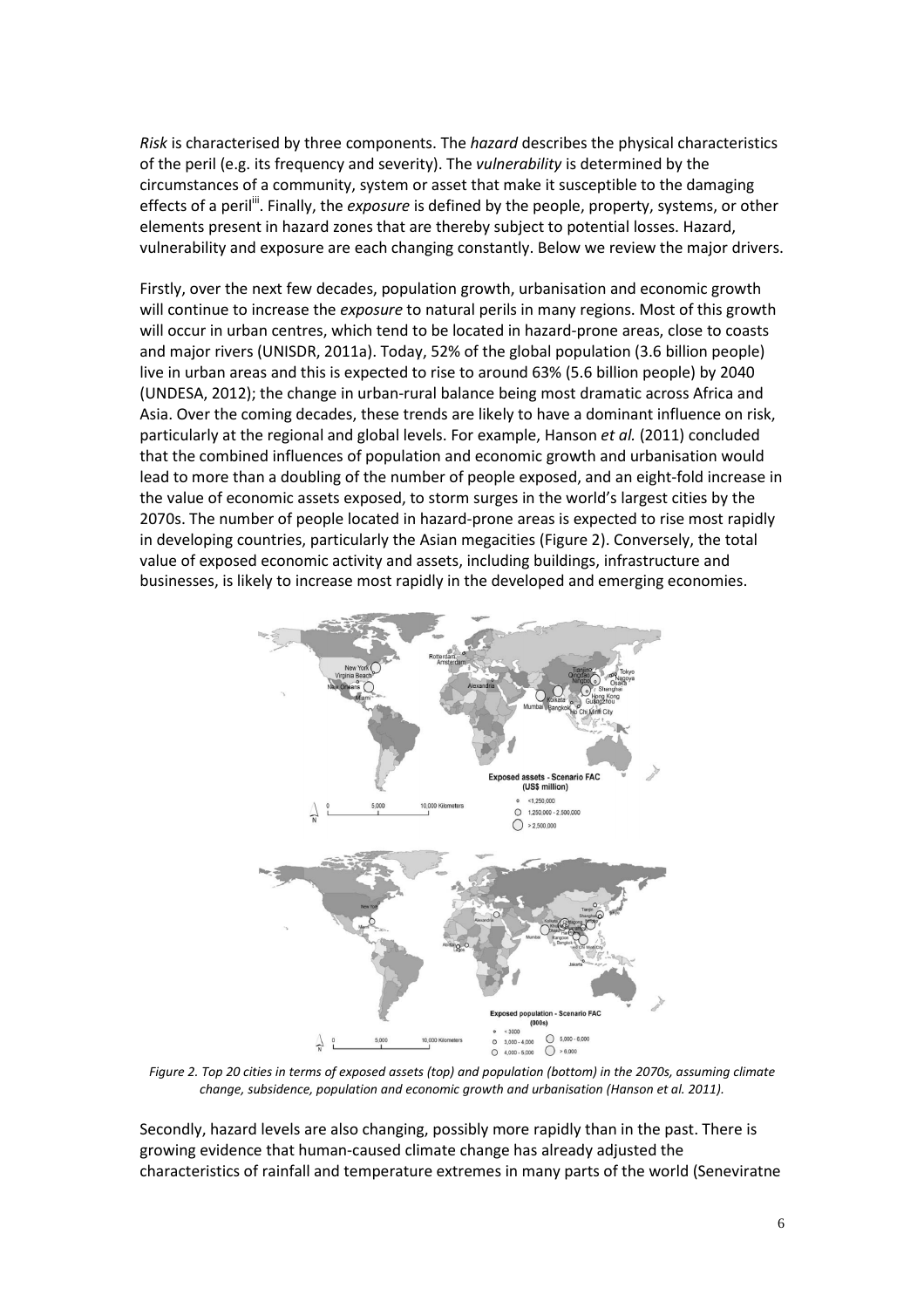*Risk* is characterised by three components. The *hazard* describes the physical characteristics of the peril (e.g. its frequency and severity). The *vulnerability* is determined by the circumstances of a community, system or asset that make it susceptible to the damaging effects of a peril[iii]. Finally, the *exposure* is defined by the people, property, systems, or other elements present in hazard zones that are thereby subject to potential losses. Hazard, vulnerability and exposure are each changing constantly. Below we review the major drivers.

Firstly, over the next few decades, population growth, urbanisation and economic growth will continue to increase the *exposure* to natural perils in many regions. Most of this growth will occur in urban centres, which tend to be located in hazard-prone areas, close to coasts and major rivers (UNISDR, 2011a). Today, 52% of the global population (3.6 billion people) live in urban areas and this is expected to rise to around 63% (5.6 billion people) by 2040 (UNDESA, 2012); the change in urban-rural balance being most dramatic across Africa and Asia. Over the coming decades, these trends are likely to have a dominant influence on risk, particularly at the regional and global levels. For example, Hanson *et al.* (2011) concluded that the combined influences of population and economic growth and urbanisation would lead to more than a doubling of the number of people exposed, and an eight-fold increase in the value of economic assets exposed, to storm surges in the world's largest cities by the 2070s. The number of people located in hazard-prone areas is expected to rise most rapidly in developing countries, particularly the Asian megacities (Figure 2). Conversely, the total value of exposed economic activity and assets, including buildings, infrastructure and businesses, is likely to increase most rapidly in the developed and emerging economies.

*Figure 2. Top 20 cities in terms of exposed assets (top) and population (bottom) in the 2070s, assuming climate change, subsidence, population and economic growth and urbanisation (Hanson et al. 2011).*

Secondly, hazard levels are also changing, possibly more rapidly than in the past. There is growing evidence that human-caused climate change has already adjusted the characteristics of rainfall and temperature extremes in many parts of the world (Seneviratne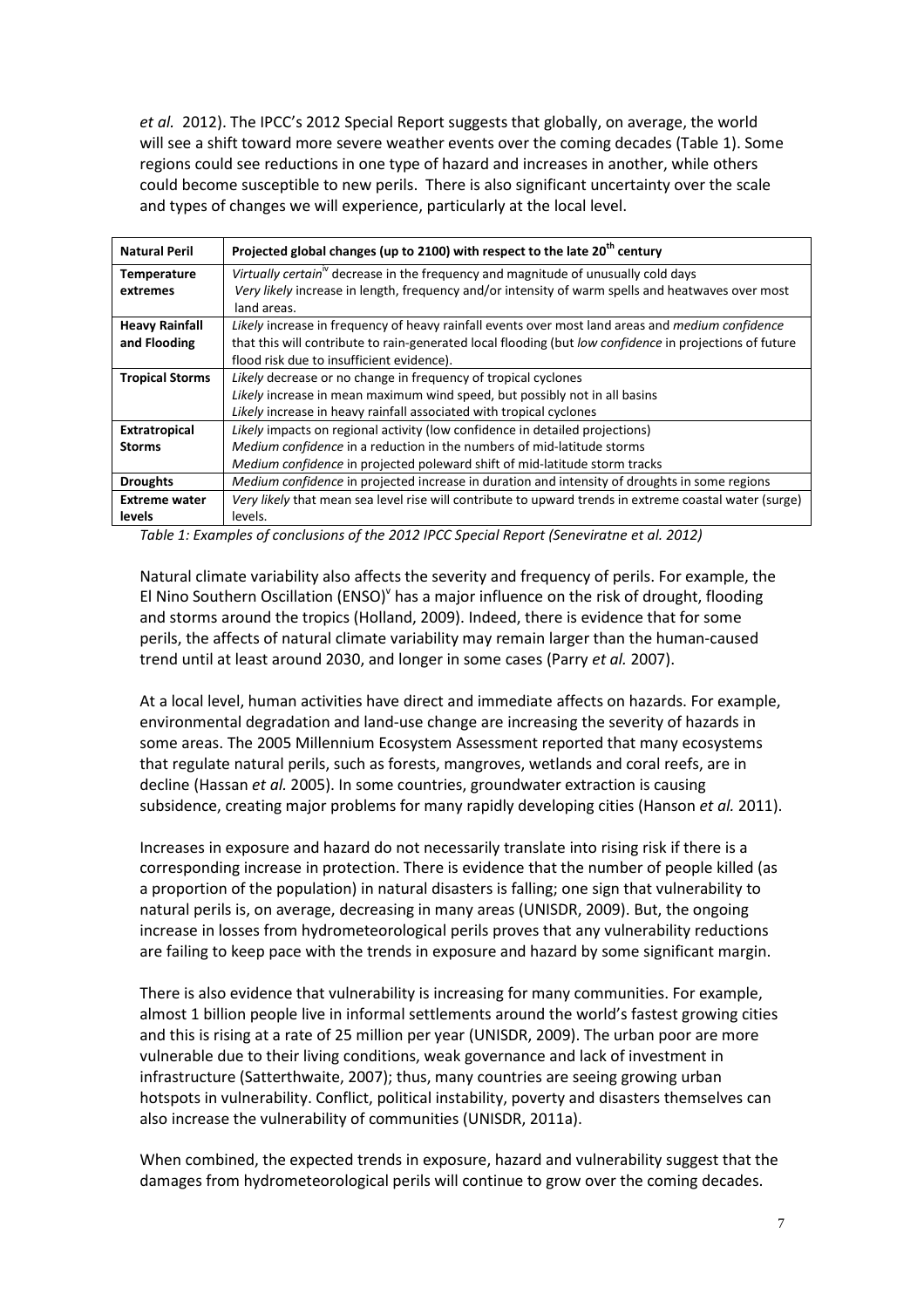*et al.* 2012). The IPCC's 2012 Special Report suggests that globally, on average, the world will see a shift toward more severe weather events over the coming decades (Table 1). Some regions could see reductions in one type of hazard and increases in another, while others could become susceptible to new perils. There is also significant uncertainty over the scale and types of changes we will experience, particularly at the local level.

| Natural Peril | Projected global changes (up to 2100) with respect to the late 20th century |
|---|---|
| **Temperature extremes** | *Virtually certain*[iv] decrease in the frequency and magnitude of unusually cold days<br>*Very likely* increase in length, frequency and/or intensity of warm spells and heatwaves over most land areas. |
| **Heavy Rainfall and Flooding** | *Likely* increase in frequency of heavy rainfall events over most land areas and *medium confidence* that this will contribute to rain-generated local flooding (but *low confidence* in projections of future flood risk due to insufficient evidence). |
| **Tropical Storms** | *Likely* decrease or no change in frequency of tropical cyclones<br>*Likely* increase in mean maximum wind speed, but possibly not in all basins<br>*Likely* increase in heavy rainfall associated with tropical cyclones |
| **Extratropical Storms** | *Likely* impacts on regional activity (low confidence in detailed projections)<br>*Medium confidence* in a reduction in the numbers of mid-latitude storms<br>*Medium confidence* in projected poleward shift of mid-latitude storm tracks |
| **Droughts** | *Medium confidence* in projected increase in duration and intensity of droughts in some regions |
| **Extreme water levels** | *Very likely* that mean sea level rise will contribute to upward trends in extreme coastal water (surge) levels. |

*Table 1: Examples of conclusions of the 2012 IPCC Special Report (Seneviratne et al. 2012)*

Natural climate variability also affects the severity and frequency of perils. For example, the El Nino Southern Oscillation (ENSO)[v] has a major influence on the risk of drought, flooding and storms around the tropics (Holland, 2009). Indeed, there is evidence that for some perils, the affects of natural climate variability may remain larger than the human-caused trend until at least around 2030, and longer in some cases (Parry *et al.* 2007).

At a local level, human activities have direct and immediate affects on hazards. For example, environmental degradation and land-use change are increasing the severity of hazards in some areas. The 2005 Millennium Ecosystem Assessment reported that many ecosystems that regulate natural perils, such as forests, mangroves, wetlands and coral reefs, are in decline (Hassan *et al.* 2005). In some countries, groundwater extraction is causing subsidence, creating major problems for many rapidly developing cities (Hanson *et al.* 2011).

Increases in exposure and hazard do not necessarily translate into rising risk if there is a corresponding increase in protection. There is evidence that the number of people killed (as a proportion of the population) in natural disasters is falling; one sign that vulnerability to natural perils is, on average, decreasing in many areas (UNISDR, 2009). But, the ongoing increase in losses from hydrometeorological perils proves that any vulnerability reductions are failing to keep pace with the trends in exposure and hazard by some significant margin.

There is also evidence that vulnerability is increasing for many communities. For example, almost 1 billion people live in informal settlements around the world's fastest growing cities and this is rising at a rate of 25 million per year (UNISDR, 2009). The urban poor are more vulnerable due to their living conditions, weak governance and lack of investment in infrastructure (Satterthwaite, 2007); thus, many countries are seeing growing urban hotspots in vulnerability. Conflict, political instability, poverty and disasters themselves can also increase the vulnerability of communities (UNISDR, 2011a).

When combined, the expected trends in exposure, hazard and vulnerability suggest that the damages from hydrometeorological perils will continue to grow over the coming decades.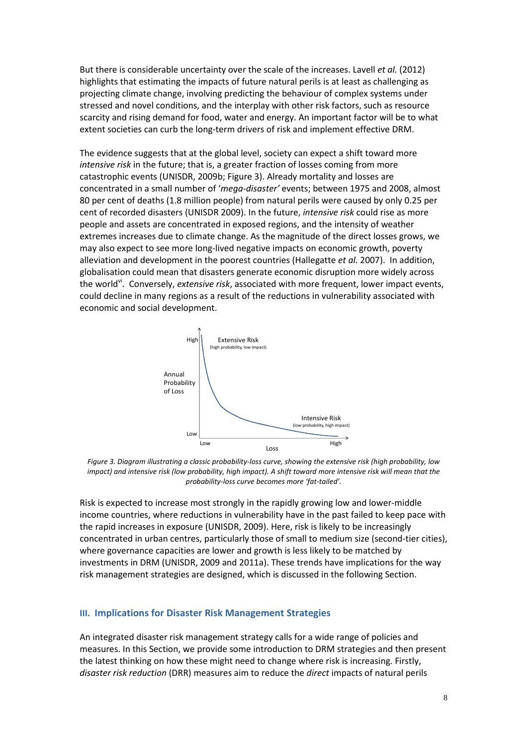But there is considerable uncertainty over the scale of the increases. Lavell *et al.* (2012) highlights that estimating the impacts of future natural perils is at least as challenging as projecting climate change, involving predicting the behaviour of complex systems under stressed and novel conditions, and the interplay with other risk factors, such as resource scarcity and rising demand for food, water and energy. An important factor will be to what extent societies can curb the long-term drivers of risk and implement effective DRM.

The evidence suggests that at the global level, society can expect a shift toward more *intensive risk* in the future; that is, a greater fraction of losses coming from more catastrophic events (UNISDR, 2009b; Figure 3). Already mortality and losses are concentrated in a small number of '*mega-disaster'* events; between 1975 and 2008, almost 80 per cent of deaths (1.8 million people) from natural perils were caused by only 0.25 per cent of recorded disasters (UNISDR 2009). In the future, *intensive risk* could rise as more people and assets are concentrated in exposed regions, and the intensity of weather extremes increases due to climate change. As the magnitude of the direct losses grows, we may also expect to see more long-lived negative impacts on economic growth, poverty alleviation and development in the poorest countries (Hallegatte *et al.* 2007). In addition, globalisation could mean that disasters generate economic disruption more widely across the world[vi]. Conversely, *extensive risk*, associated with more frequent, lower impact events, could decline in many regions as a result of the reductions in vulnerability associated with economic and social development.

*Figure 3. Diagram illustrating a classic probability-loss curve, showing the extensive risk (high probability, low impact) and intensive risk (low probability, high impact). A shift toward more intensive risk will mean that the probability-loss curve becomes more 'fat-tailed'.*

Risk is expected to increase most strongly in the rapidly growing low and lower-middle income countries, where reductions in vulnerability have in the past failed to keep pace with the rapid increases in exposure (UNISDR, 2009). Here, risk is likely to be increasingly concentrated in urban centres, particularly those of small to medium size (second-tier cities), where governance capacities are lower and growth is less likely to be matched by investments in DRM (UNISDR, 2009 and 2011a). These trends have implications for the way risk management strategies are designed, which is discussed in the following Section.

## III. Implications for Disaster Risk Management Strategies

An integrated disaster risk management strategy calls for a wide range of policies and measures. In this Section, we provide some introduction to DRM strategies and then present the latest thinking on how these might need to change where risk is increasing. Firstly, *disaster risk reduction* (DRR) measures aim to reduce the *direct* impacts of natural perils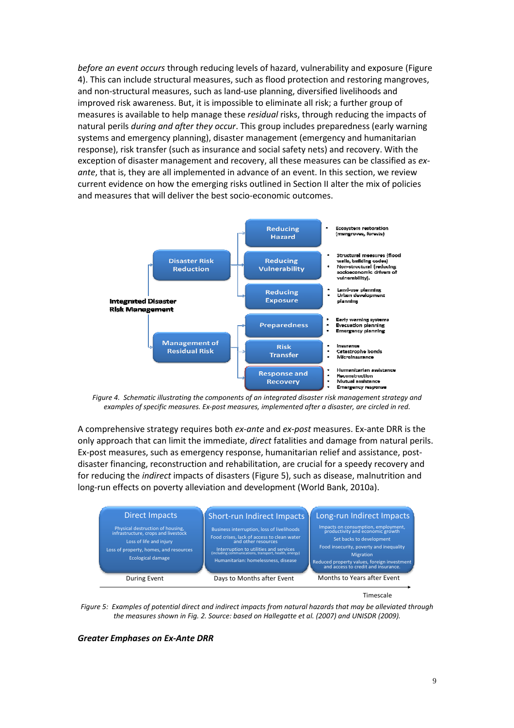*before an event occurs* through reducing levels of hazard, vulnerability and exposure (Figure 4). This can include structural measures, such as flood protection and restoring mangroves, and non-structural measures, such as land-use planning, diversified livelihoods and improved risk awareness. But, it is impossible to eliminate all risk; a further group of measures is available to help manage these *residual* risks, through reducing the impacts of natural perils *during and after they occur*. This group includes preparedness (early warning systems and emergency planning), disaster management (emergency and humanitarian response), risk transfer (such as insurance and social safety nets) and recovery. With the exception of disaster management and recovery, all these measures can be classified as *ex-ante*, that is, they are all implemented in advance of an event. In this section, we review current evidence on how the emerging risks outlined in Section II alter the mix of policies and measures that will deliver the best socio-economic outcomes.

**Integrated Disaster Risk Management**

- Disaster Risk Reduction
  - Reducing Hazard
    - Ecosystem restoration (mangroves, forests)
  - Reducing Vulnerability
    - Structural measures (flood walls, building codes)
    - Non-structural (reducing socioeconomic drivers of vulnerability).
  - Reducing Exposure
    - Land-use planning
    - Urban development planning
- Management of Residual Risk
  - Preparedness
    - Early warning systems
    - Evacuation planning
    - Emergency planning
  - Risk Transfer
    - Insurance
    - Catastrophe bonds
    - Microinsurance
  - Response and Recovery
    - Humanitarian assistance
    - Reconstruction
    - Mutual assistance
    - Emergency response

*Figure 4. Schematic illustrating the components of an integrated disaster risk management strategy and examples of specific measures. Ex-post measures, implemented after a disaster, are circled in red.*

A comprehensive strategy requires both *ex-ante* and *ex-post* measures. Ex-ante DRR is the only approach that can limit the immediate, *direct* fatalities and damage from natural perils. Ex-post measures, such as emergency response, humanitarian relief and assistance, post-disaster financing, reconstruction and rehabilitation, are crucial for a speedy recovery and for reducing the *indirect* impacts of disasters (Figure 5), such as disease, malnutrition and long-run effects on poverty alleviation and development (World Bank, 2010a).

| Direct Impacts | Short-run Indirect Impacts | Long-run Indirect Impacts |
|---|---|---|
| Physical destruction of housing, infrastructure, crops and livestock<br>Loss of life and injury<br>Loss of property, homes, and resources<br>Ecological damage | Business interruption, loss of livelihoods<br>Food crises, lack of access to clean water and other resources<br>Interruption to utilities and services (including communications, transport, health, energy)<br>Humanitarian: homelessness, disease | Impacts on consumption, employment, productivity and economic growth<br>Set backs to development<br>Food insecurity, poverty and inequality<br>Migration<br>Reduced property values, foreign investment and access to credit and insurance. |
| During Event | Days to Months after Event | Months to Years after Event |

Timescale

*Figure 5: Examples of potential direct and indirect impacts from natural hazards that may be alleviated through the measures shown in Fig. 2. Source: based on Hallegatte et al. (2007) and UNISDR (2009).*

***Greater Emphases on Ex-Ante DRR***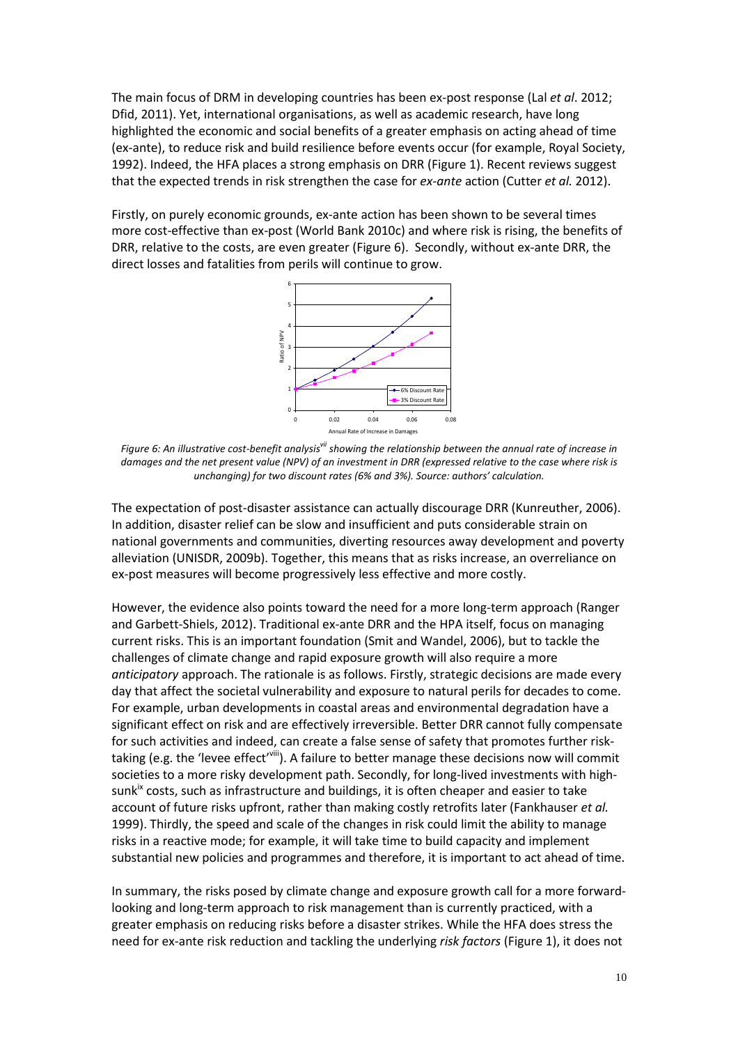The main focus of DRM in developing countries has been ex-post response (Lal *et al*. 2012; Dfid, 2011). Yet, international organisations, as well as academic research, have long highlighted the economic and social benefits of a greater emphasis on acting ahead of time (ex-ante), to reduce risk and build resilience before events occur (for example, Royal Society, 1992). Indeed, the HFA places a strong emphasis on DRR (Figure 1). Recent reviews suggest that the expected trends in risk strengthen the case for *ex-ante* action (Cutter *et al.* 2012).

Firstly, on purely economic grounds, ex-ante action has been shown to be several times more cost-effective than ex-post (World Bank 2010c) and where risk is rising, the benefits of DRR, relative to the costs, are even greater (Figure 6). Secondly, without ex-ante DRR, the direct losses and fatalities from perils will continue to grow.

*Figure 6: An illustrative cost-benefit analysis[vii] showing the relationship between the annual rate of increase in damages and the net present value (NPV) of an investment in DRR (expressed relative to the case where risk is unchanging) for two discount rates (6% and 3%). Source: authors' calculation.*

The expectation of post-disaster assistance can actually discourage DRR (Kunreuther, 2006). In addition, disaster relief can be slow and insufficient and puts considerable strain on national governments and communities, diverting resources away development and poverty alleviation (UNISDR, 2009b). Together, this means that as risks increase, an overreliance on ex-post measures will become progressively less effective and more costly.

However, the evidence also points toward the need for a more long-term approach (Ranger and Garbett-Shiels, 2012). Traditional ex-ante DRR and the HPA itself, focus on managing current risks. This is an important foundation (Smit and Wandel, 2006), but to tackle the challenges of climate change and rapid exposure growth will also require a more *anticipatory* approach. The rationale is as follows. Firstly, strategic decisions are made every day that affect the societal vulnerability and exposure to natural perils for decades to come. For example, urban developments in coastal areas and environmental degradation have a significant effect on risk and are effectively irreversible. Better DRR cannot fully compensate for such activities and indeed, can create a false sense of safety that promotes further risk-taking (e.g. the 'levee effect'[viii]). A failure to better manage these decisions now will commit societies to a more risky development path. Secondly, for long-lived investments with high-sunk[ix] costs, such as infrastructure and buildings, it is often cheaper and easier to take account of future risks upfront, rather than making costly retrofits later (Fankhauser *et al.* 1999). Thirdly, the speed and scale of the changes in risk could limit the ability to manage risks in a reactive mode; for example, it will take time to build capacity and implement substantial new policies and programmes and therefore, it is important to act ahead of time.

In summary, the risks posed by climate change and exposure growth call for a more forward-looking and long-term approach to risk management than is currently practiced, with a greater emphasis on reducing risks before a disaster strikes. While the HFA does stress the need for ex-ante risk reduction and tackling the underlying *risk factors* (Figure 1), it does not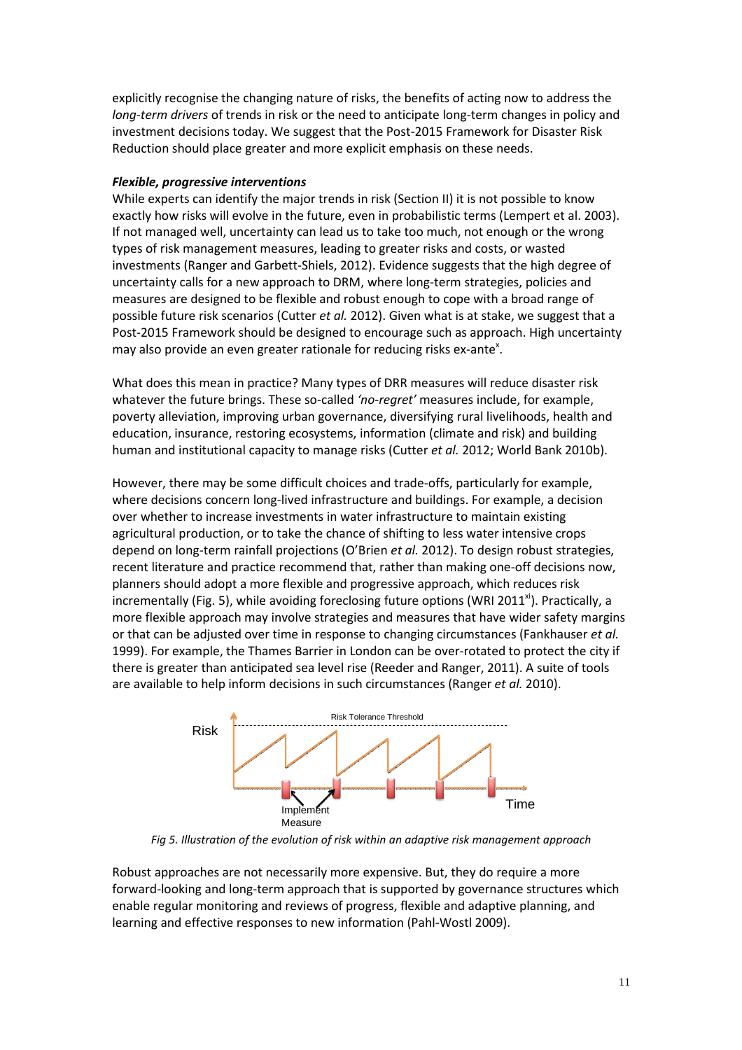explicitly recognise the changing nature of risks, the benefits of acting now to address the *long-term drivers* of trends in risk or the need to anticipate long-term changes in policy and investment decisions today. We suggest that the Post-2015 Framework for Disaster Risk Reduction should place greater and more explicit emphasis on these needs.

***Flexible, progressive interventions***

While experts can identify the major trends in risk (Section II) it is not possible to know exactly how risks will evolve in the future, even in probabilistic terms (Lempert et al. 2003). If not managed well, uncertainty can lead us to take too much, not enough or the wrong types of risk management measures, leading to greater risks and costs, or wasted investments (Ranger and Garbett-Shiels, 2012). Evidence suggests that the high degree of uncertainty calls for a new approach to DRM, where long-term strategies, policies and measures are designed to be flexible and robust enough to cope with a broad range of possible future risk scenarios (Cutter *et al.* 2012). Given what is at stake, we suggest that a Post-2015 Framework should be designed to encourage such as approach. High uncertainty may also provide an even greater rationale for reducing risks ex-ante[x].

What does this mean in practice? Many types of DRR measures will reduce disaster risk whatever the future brings. These so-called *'no-regret'* measures include, for example, poverty alleviation, improving urban governance, diversifying rural livelihoods, health and education, insurance, restoring ecosystems, information (climate and risk) and building human and institutional capacity to manage risks (Cutter *et al.* 2012; World Bank 2010b).

However, there may be some difficult choices and trade-offs, particularly for example, where decisions concern long-lived infrastructure and buildings. For example, a decision over whether to increase investments in water infrastructure to maintain existing agricultural production, or to take the chance of shifting to less water intensive crops depend on long-term rainfall projections (O'Brien *et al.* 2012). To design robust strategies, recent literature and practice recommend that, rather than making one-off decisions now, planners should adopt a more flexible and progressive approach, which reduces risk incrementally (Fig. 5), while avoiding foreclosing future options (WRI 2011[xi]). Practically, a more flexible approach may involve strategies and measures that have wider safety margins or that can be adjusted over time in response to changing circumstances (Fankhauser *et al.* 1999). For example, the Thames Barrier in London can be over-rotated to protect the city if there is greater than anticipated sea level rise (Reeder and Ranger, 2011). A suite of tools are available to help inform decisions in such circumstances (Ranger *et al.* 2010).

*Fig 5. Illustration of the evolution of risk within an adaptive risk management approach*

Robust approaches are not necessarily more expensive. But, they do require a more forward-looking and long-term approach that is supported by governance structures which enable regular monitoring and reviews of progress, flexible and adaptive planning, and learning and effective responses to new information (Pahl-Wostl 2009).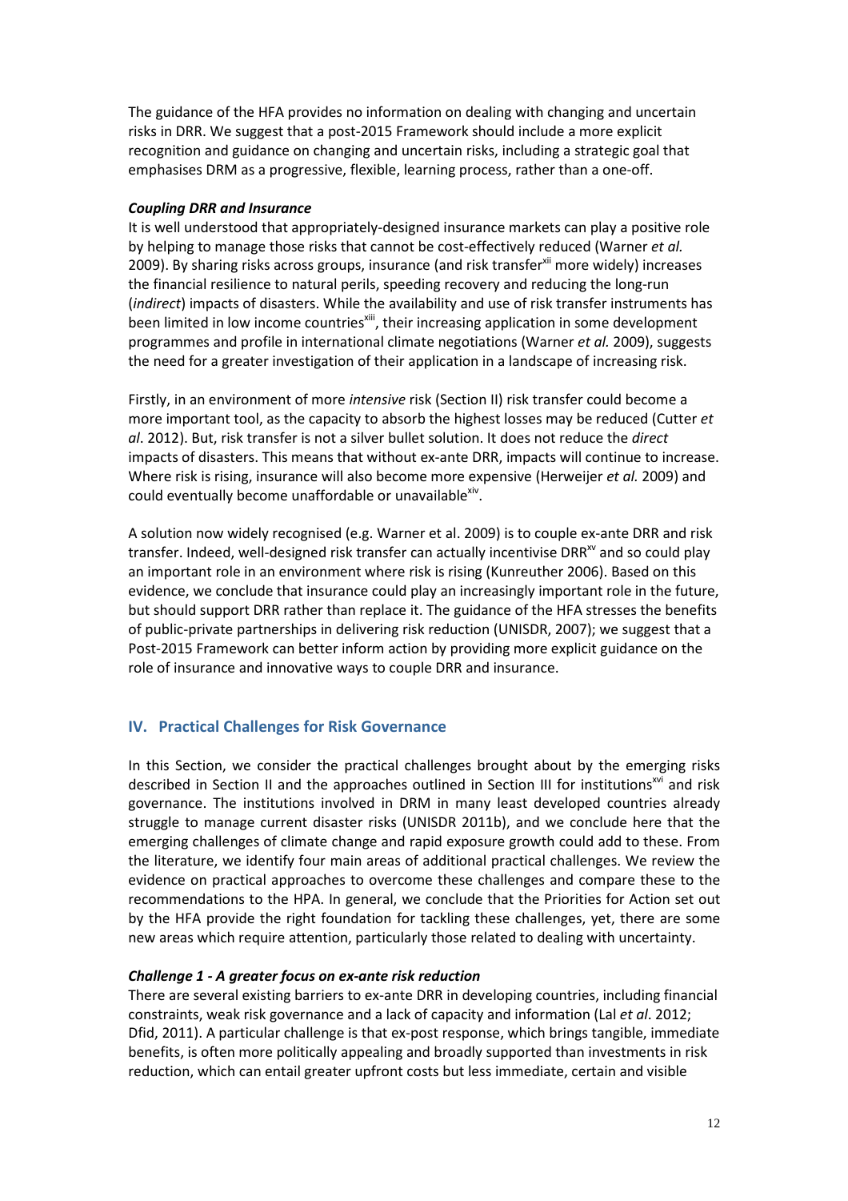The guidance of the HFA provides no information on dealing with changing and uncertain risks in DRR. We suggest that a post-2015 Framework should include a more explicit recognition and guidance on changing and uncertain risks, including a strategic goal that emphasises DRM as a progressive, flexible, learning process, rather than a one-off.

***Coupling DRR and Insurance***

It is well understood that appropriately-designed insurance markets can play a positive role by helping to manage those risks that cannot be cost-effectively reduced (Warner *et al.* 2009). By sharing risks across groups, insurance (and risk transfer[xii] more widely) increases the financial resilience to natural perils, speeding recovery and reducing the long-run (*indirect*) impacts of disasters. While the availability and use of risk transfer instruments has been limited in low income countries[xiii], their increasing application in some development programmes and profile in international climate negotiations (Warner *et al.* 2009), suggests the need for a greater investigation of their application in a landscape of increasing risk.

Firstly, in an environment of more *intensive* risk (Section II) risk transfer could become a more important tool, as the capacity to absorb the highest losses may be reduced (Cutter *et al*. 2012). But, risk transfer is not a silver bullet solution. It does not reduce the *direct* impacts of disasters. This means that without ex-ante DRR, impacts will continue to increase. Where risk is rising, insurance will also become more expensive (Herweijer *et al.* 2009) and could eventually become unaffordable or unavailable[xiv].

A solution now widely recognised (e.g. Warner et al. 2009) is to couple ex-ante DRR and risk transfer. Indeed, well-designed risk transfer can actually incentivise DRR[xv] and so could play an important role in an environment where risk is rising (Kunreuther 2006). Based on this evidence, we conclude that insurance could play an increasingly important role in the future, but should support DRR rather than replace it. The guidance of the HFA stresses the benefits of public-private partnerships in delivering risk reduction (UNISDR, 2007); we suggest that a Post-2015 Framework can better inform action by providing more explicit guidance on the role of insurance and innovative ways to couple DRR and insurance.

## IV. Practical Challenges for Risk Governance

In this Section, we consider the practical challenges brought about by the emerging risks described in Section II and the approaches outlined in Section III for institutions[xvi] and risk governance. The institutions involved in DRM in many least developed countries already struggle to manage current disaster risks (UNISDR 2011b), and we conclude here that the emerging challenges of climate change and rapid exposure growth could add to these. From the literature, we identify four main areas of additional practical challenges. We review the evidence on practical approaches to overcome these challenges and compare these to the recommendations to the HPA. In general, we conclude that the Priorities for Action set out by the HFA provide the right foundation for tackling these challenges, yet, there are some new areas which require attention, particularly those related to dealing with uncertainty.

***Challenge 1 - A greater focus on ex-ante risk reduction***

There are several existing barriers to ex-ante DRR in developing countries, including financial constraints, weak risk governance and a lack of capacity and information (Lal *et al*. 2012; Dfid, 2011). A particular challenge is that ex-post response, which brings tangible, immediate benefits, is often more politically appealing and broadly supported than investments in risk reduction, which can entail greater upfront costs but less immediate, certain and visible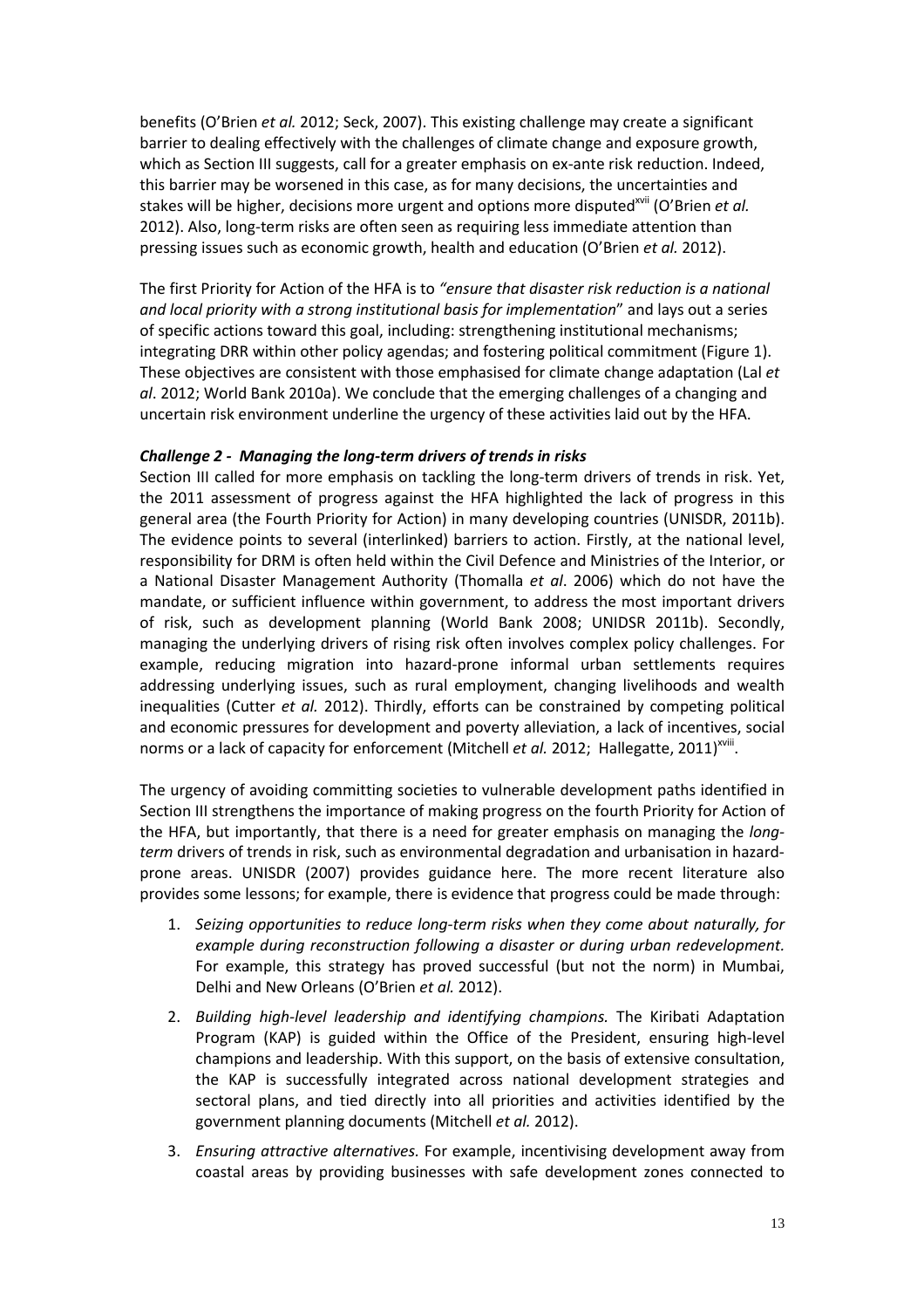benefits (O'Brien *et al.* 2012; Seck, 2007). This existing challenge may create a significant barrier to dealing effectively with the challenges of climate change and exposure growth, which as Section III suggests, call for a greater emphasis on ex-ante risk reduction. Indeed, this barrier may be worsened in this case, as for many decisions, the uncertainties and stakes will be higher, decisions more urgent and options more disputed[xvii] (O'Brien *et al.* 2012). Also, long-term risks are often seen as requiring less immediate attention than pressing issues such as economic growth, health and education (O'Brien *et al.* 2012).

The first Priority for Action of the HFA is to *"ensure that disaster risk reduction is a national and local priority with a strong institutional basis for implementation*" and lays out a series of specific actions toward this goal, including: strengthening institutional mechanisms; integrating DRR within other policy agendas; and fostering political commitment (Figure 1). These objectives are consistent with those emphasised for climate change adaptation (Lal *et al*. 2012; World Bank 2010a). We conclude that the emerging challenges of a changing and uncertain risk environment underline the urgency of these activities laid out by the HFA.

***Challenge 2 - Managing the long-term drivers of trends in risks***

Section III called for more emphasis on tackling the long-term drivers of trends in risk. Yet, the 2011 assessment of progress against the HFA highlighted the lack of progress in this general area (the Fourth Priority for Action) in many developing countries (UNISDR, 2011b). The evidence points to several (interlinked) barriers to action. Firstly, at the national level, responsibility for DRM is often held within the Civil Defence and Ministries of the Interior, or a National Disaster Management Authority (Thomalla *et al*. 2006) which do not have the mandate, or sufficient influence within government, to address the most important drivers of risk, such as development planning (World Bank 2008; UNIDSR 2011b). Secondly, managing the underlying drivers of rising risk often involves complex policy challenges. For example, reducing migration into hazard-prone informal urban settlements requires addressing underlying issues, such as rural employment, changing livelihoods and wealth inequalities (Cutter *et al.* 2012). Thirdly, efforts can be constrained by competing political and economic pressures for development and poverty alleviation, a lack of incentives, social norms or a lack of capacity for enforcement (Mitchell *et al.* 2012; Hallegatte, 2011)[xviii].

The urgency of avoiding committing societies to vulnerable development paths identified in Section III strengthens the importance of making progress on the fourth Priority for Action of the HFA, but importantly, that there is a need for greater emphasis on managing the *long-term* drivers of trends in risk, such as environmental degradation and urbanisation in hazard-prone areas. UNISDR (2007) provides guidance here. The more recent literature also provides some lessons; for example, there is evidence that progress could be made through:

1. *Seizing opportunities to reduce long-term risks when they come about naturally, for example during reconstruction following a disaster or during urban redevelopment.* For example, this strategy has proved successful (but not the norm) in Mumbai, Delhi and New Orleans (O'Brien *et al.* 2012).
2. *Building high-level leadership and identifying champions.* The Kiribati Adaptation Program (KAP) is guided within the Office of the President, ensuring high-level champions and leadership. With this support, on the basis of extensive consultation, the KAP is successfully integrated across national development strategies and sectoral plans, and tied directly into all priorities and activities identified by the government planning documents (Mitchell *et al.* 2012).
3. *Ensuring attractive alternatives.* For example, incentivising development away from coastal areas by providing businesses with safe development zones connected to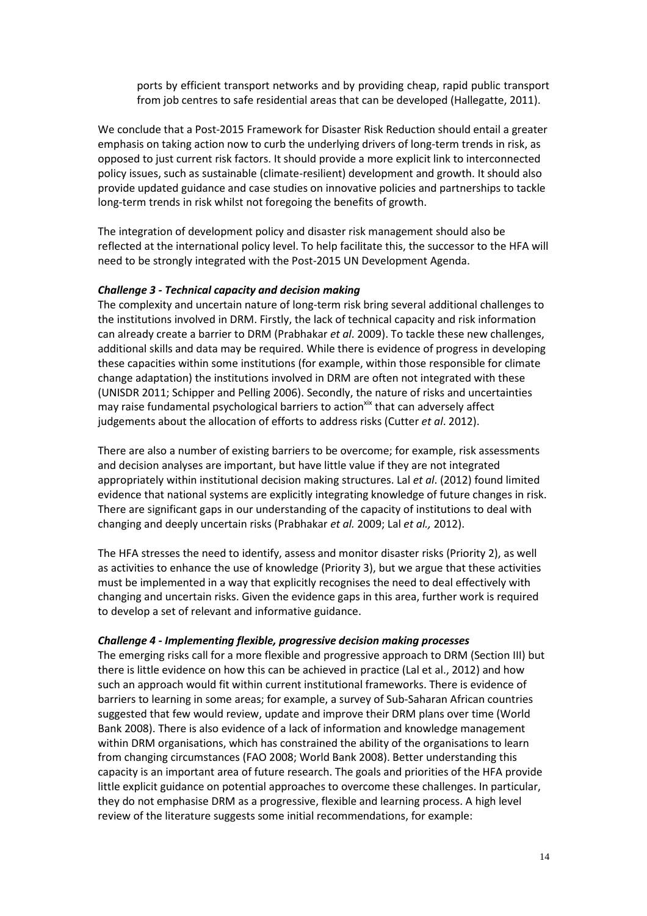ports by efficient transport networks and by providing cheap, rapid public transport from job centres to safe residential areas that can be developed (Hallegatte, 2011).

We conclude that a Post-2015 Framework for Disaster Risk Reduction should entail a greater emphasis on taking action now to curb the underlying drivers of long-term trends in risk, as opposed to just current risk factors. It should provide a more explicit link to interconnected policy issues, such as sustainable (climate-resilient) development and growth. It should also provide updated guidance and case studies on innovative policies and partnerships to tackle long-term trends in risk whilst not foregoing the benefits of growth.

The integration of development policy and disaster risk management should also be reflected at the international policy level. To help facilitate this, the successor to the HFA will need to be strongly integrated with the Post-2015 UN Development Agenda.

***Challenge 3 - Technical capacity and decision making***

The complexity and uncertain nature of long-term risk bring several additional challenges to the institutions involved in DRM. Firstly, the lack of technical capacity and risk information can already create a barrier to DRM (Prabhakar *et al*. 2009). To tackle these new challenges, additional skills and data may be required. While there is evidence of progress in developing these capacities within some institutions (for example, within those responsible for climate change adaptation) the institutions involved in DRM are often not integrated with these (UNISDR 2011; Schipper and Pelling 2006). Secondly, the nature of risks and uncertainties may raise fundamental psychological barriers to action[xix] that can adversely affect judgements about the allocation of efforts to address risks (Cutter *et al*. 2012).

There are also a number of existing barriers to be overcome; for example, risk assessments and decision analyses are important, but have little value if they are not integrated appropriately within institutional decision making structures. Lal *et al*. (2012) found limited evidence that national systems are explicitly integrating knowledge of future changes in risk. There are significant gaps in our understanding of the capacity of institutions to deal with changing and deeply uncertain risks (Prabhakar *et al.* 2009; Lal *et al.,* 2012).

The HFA stresses the need to identify, assess and monitor disaster risks (Priority 2), as well as activities to enhance the use of knowledge (Priority 3), but we argue that these activities must be implemented in a way that explicitly recognises the need to deal effectively with changing and uncertain risks. Given the evidence gaps in this area, further work is required to develop a set of relevant and informative guidance.

***Challenge 4 - Implementing flexible, progressive decision making processes***

The emerging risks call for a more flexible and progressive approach to DRM (Section III) but there is little evidence on how this can be achieved in practice (Lal et al., 2012) and how such an approach would fit within current institutional frameworks. There is evidence of barriers to learning in some areas; for example, a survey of Sub-Saharan African countries suggested that few would review, update and improve their DRM plans over time (World Bank 2008). There is also evidence of a lack of information and knowledge management within DRM organisations, which has constrained the ability of the organisations to learn from changing circumstances (FAO 2008; World Bank 2008). Better understanding this capacity is an important area of future research. The goals and priorities of the HFA provide little explicit guidance on potential approaches to overcome these challenges. In particular, they do not emphasise DRM as a progressive, flexible and learning process. A high level review of the literature suggests some initial recommendations, for example: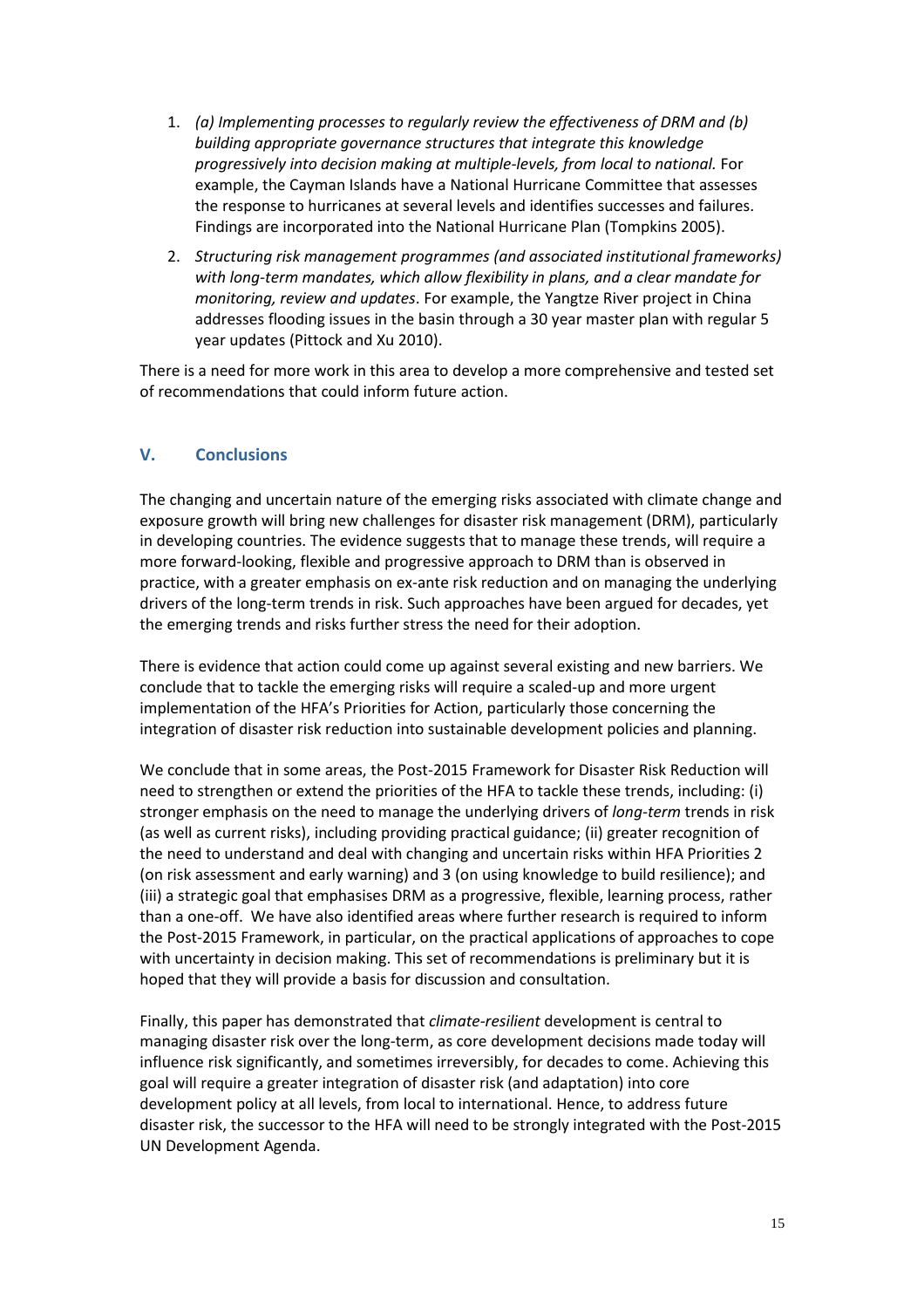1. *(a) Implementing processes to regularly review the effectiveness of DRM and (b) building appropriate governance structures that integrate this knowledge progressively into decision making at multiple-levels, from local to national.* For example, the Cayman Islands have a National Hurricane Committee that assesses the response to hurricanes at several levels and identifies successes and failures. Findings are incorporated into the National Hurricane Plan (Tompkins 2005).
2. *Structuring risk management programmes (and associated institutional frameworks) with long-term mandates, which allow flexibility in plans, and a clear mandate for monitoring, review and updates*. For example, the Yangtze River project in China addresses flooding issues in the basin through a 30 year master plan with regular 5 year updates (Pittock and Xu 2010).

There is a need for more work in this area to develop a more comprehensive and tested set of recommendations that could inform future action.

## V. Conclusions

The changing and uncertain nature of the emerging risks associated with climate change and exposure growth will bring new challenges for disaster risk management (DRM), particularly in developing countries. The evidence suggests that to manage these trends, will require a more forward-looking, flexible and progressive approach to DRM than is observed in practice, with a greater emphasis on ex-ante risk reduction and on managing the underlying drivers of the long-term trends in risk. Such approaches have been argued for decades, yet the emerging trends and risks further stress the need for their adoption.

There is evidence that action could come up against several existing and new barriers. We conclude that to tackle the emerging risks will require a scaled-up and more urgent implementation of the HFA's Priorities for Action, particularly those concerning the integration of disaster risk reduction into sustainable development policies and planning.

We conclude that in some areas, the Post-2015 Framework for Disaster Risk Reduction will need to strengthen or extend the priorities of the HFA to tackle these trends, including: (i) stronger emphasis on the need to manage the underlying drivers of *long-term* trends in risk (as well as current risks), including providing practical guidance; (ii) greater recognition of the need to understand and deal with changing and uncertain risks within HFA Priorities 2 (on risk assessment and early warning) and 3 (on using knowledge to build resilience); and (iii) a strategic goal that emphasises DRM as a progressive, flexible, learning process, rather than a one-off. We have also identified areas where further research is required to inform the Post-2015 Framework, in particular, on the practical applications of approaches to cope with uncertainty in decision making. This set of recommendations is preliminary but it is hoped that they will provide a basis for discussion and consultation.

Finally, this paper has demonstrated that *climate-resilient* development is central to managing disaster risk over the long-term, as core development decisions made today will influence risk significantly, and sometimes irreversibly, for decades to come. Achieving this goal will require a greater integration of disaster risk (and adaptation) into core development policy at all levels, from local to international. Hence, to address future disaster risk, the successor to the HFA will need to be strongly integrated with the Post-2015 UN Development Agenda.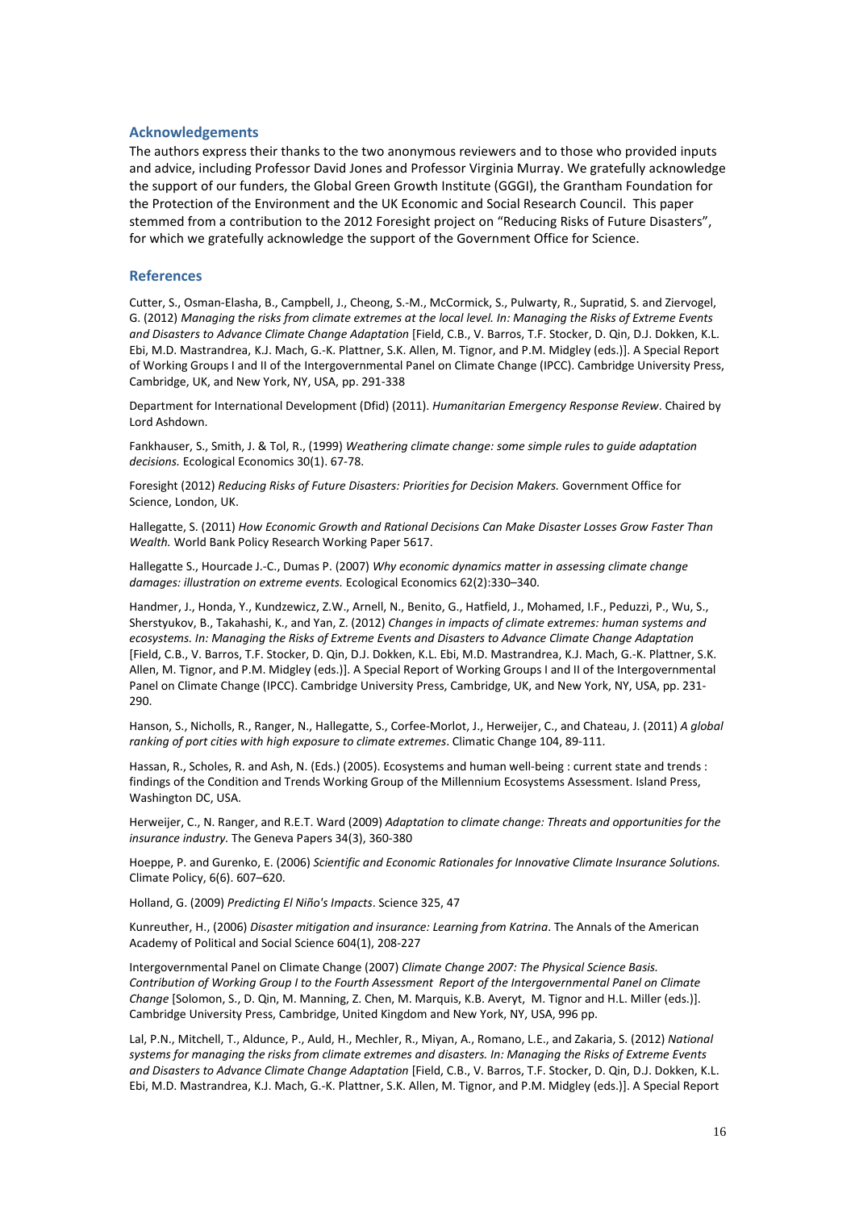## Acknowledgements

The authors express their thanks to the two anonymous reviewers and to those who provided inputs and advice, including Professor David Jones and Professor Virginia Murray. We gratefully acknowledge the support of our funders, the Global Green Growth Institute (GGGI), the Grantham Foundation for the Protection of the Environment and the UK Economic and Social Research Council. This paper stemmed from a contribution to the 2012 Foresight project on "Reducing Risks of Future Disasters", for which we gratefully acknowledge the support of the Government Office for Science.

## References

Cutter, S., Osman-Elasha, B., Campbell, J., Cheong, S.-M., McCormick, S., Pulwarty, R., Supratid, S. and Ziervogel, G. (2012) *Managing the risks from climate extremes at the local level. In: Managing the Risks of Extreme Events and Disasters to Advance Climate Change Adaptation* [Field, C.B., V. Barros, T.F. Stocker, D. Qin, D.J. Dokken, K.L. Ebi, M.D. Mastrandrea, K.J. Mach, G.-K. Plattner, S.K. Allen, M. Tignor, and P.M. Midgley (eds.)]. A Special Report of Working Groups I and II of the Intergovernmental Panel on Climate Change (IPCC). Cambridge University Press, Cambridge, UK, and New York, NY, USA, pp. 291-338

Department for International Development (Dfid) (2011). *Humanitarian Emergency Response Review*. Chaired by Lord Ashdown.

Fankhauser, S., Smith, J. & Tol, R., (1999) *Weathering climate change: some simple rules to guide adaptation decisions.* Ecological Economics 30(1). 67-78.

Foresight (2012) *Reducing Risks of Future Disasters: Priorities for Decision Makers.* Government Office for Science, London, UK.

Hallegatte, S. (2011) *How Economic Growth and Rational Decisions Can Make Disaster Losses Grow Faster Than Wealth.* World Bank Policy Research Working Paper 5617.

Hallegatte S., Hourcade J.-C., Dumas P. (2007) *Why economic dynamics matter in assessing climate change damages: illustration on extreme events.* Ecological Economics 62(2):330–340.

Handmer, J., Honda, Y., Kundzewicz, Z.W., Arnell, N., Benito, G., Hatfield, J., Mohamed, I.F., Peduzzi, P., Wu, S., Sherstyukov, B., Takahashi, K., and Yan, Z. (2012) *Changes in impacts of climate extremes: human systems and ecosystems. In: Managing the Risks of Extreme Events and Disasters to Advance Climate Change Adaptation* [Field, C.B., V. Barros, T.F. Stocker, D. Qin, D.J. Dokken, K.L. Ebi, M.D. Mastrandrea, K.J. Mach, G.-K. Plattner, S.K. Allen, M. Tignor, and P.M. Midgley (eds.)]. A Special Report of Working Groups I and II of the Intergovernmental Panel on Climate Change (IPCC). Cambridge University Press, Cambridge, UK, and New York, NY, USA, pp. 231-290.

Hanson, S., Nicholls, R., Ranger, N., Hallegatte, S., Corfee-Morlot, J., Herweijer, C., and Chateau, J. (2011) *A global ranking of port cities with high exposure to climate extremes*. Climatic Change 104, 89-111.

Hassan, R., Scholes, R. and Ash, N. (Eds.) (2005). Ecosystems and human well-being : current state and trends : findings of the Condition and Trends Working Group of the Millennium Ecosystems Assessment. Island Press, Washington DC, USA.

Herweijer, C., N. Ranger, and R.E.T. Ward (2009) *Adaptation to climate change: Threats and opportunities for the insurance industry.* The Geneva Papers 34(3), 360-380

Hoeppe, P. and Gurenko, E. (2006) *Scientific and Economic Rationales for Innovative Climate Insurance Solutions.* Climate Policy, 6(6). 607–620.

Holland, G. (2009) *Predicting El Niño's Impacts*. Science 325, 47

Kunreuther, H., (2006) *Disaster mitigation and insurance: Learning from Katrina*. The Annals of the American Academy of Political and Social Science 604(1), 208-227

Intergovernmental Panel on Climate Change (2007) *Climate Change 2007: The Physical Science Basis. Contribution of Working Group I to the Fourth Assessment Report of the Intergovernmental Panel on Climate Change* [Solomon, S., D. Qin, M. Manning, Z. Chen, M. Marquis, K.B. Averyt, M. Tignor and H.L. Miller (eds.)]. Cambridge University Press, Cambridge, United Kingdom and New York, NY, USA, 996 pp.

Lal, P.N., Mitchell, T., Aldunce, P., Auld, H., Mechler, R., Miyan, A., Romano, L.E., and Zakaria, S. (2012) *National systems for managing the risks from climate extremes and disasters. In: Managing the Risks of Extreme Events and Disasters to Advance Climate Change Adaptation* [Field, C.B., V. Barros, T.F. Stocker, D. Qin, D.J. Dokken, K.L. Ebi, M.D. Mastrandrea, K.J. Mach, G.-K. Plattner, S.K. Allen, M. Tignor, and P.M. Midgley (eds.)]. A Special Report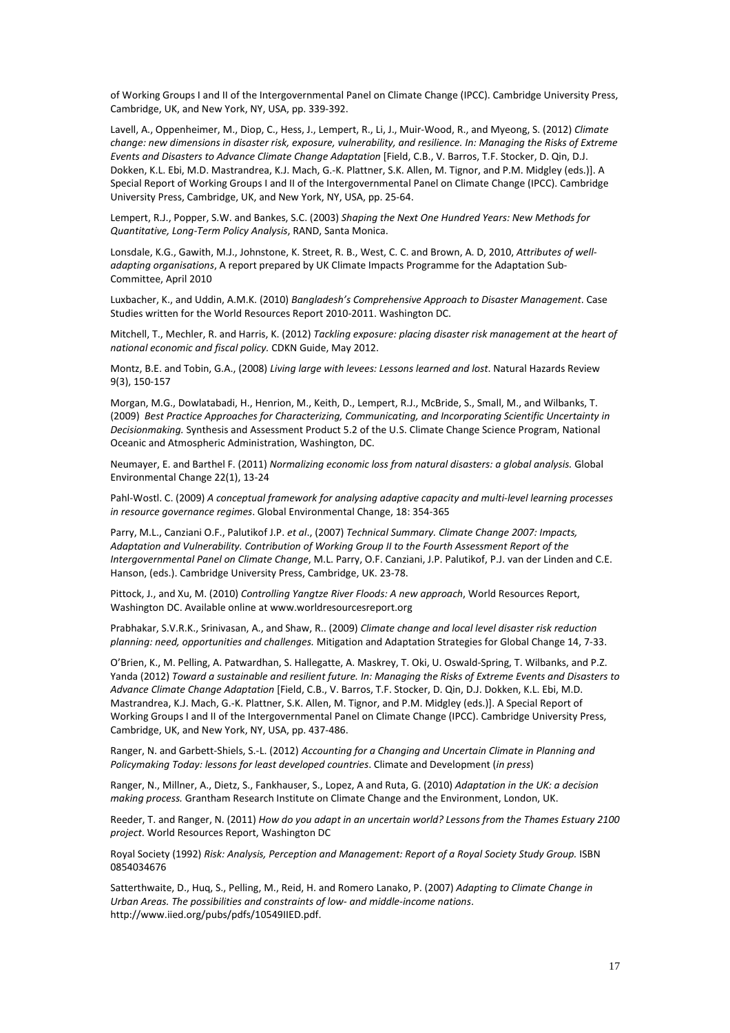of Working Groups I and II of the Intergovernmental Panel on Climate Change (IPCC). Cambridge University Press, Cambridge, UK, and New York, NY, USA, pp. 339-392.

Lavell, A., Oppenheimer, M., Diop, C., Hess, J., Lempert, R., Li, J., Muir-Wood, R., and Myeong, S. (2012) *Climate change: new dimensions in disaster risk, exposure, vulnerability, and resilience. In: Managing the Risks of Extreme Events and Disasters to Advance Climate Change Adaptation* [Field, C.B., V. Barros, T.F. Stocker, D. Qin, D.J. Dokken, K.L. Ebi, M.D. Mastrandrea, K.J. Mach, G.-K. Plattner, S.K. Allen, M. Tignor, and P.M. Midgley (eds.)]. A Special Report of Working Groups I and II of the Intergovernmental Panel on Climate Change (IPCC). Cambridge University Press, Cambridge, UK, and New York, NY, USA, pp. 25-64.

Lempert, R.J., Popper, S.W. and Bankes, S.C. (2003) *Shaping the Next One Hundred Years: New Methods for Quantitative, Long-Term Policy Analysis*, RAND, Santa Monica.

Lonsdale, K.G., Gawith, M.J., Johnstone, K. Street, R. B., West, C. C. and Brown, A. D, 2010, *Attributes of well-adapting organisations*, A report prepared by UK Climate Impacts Programme for the Adaptation Sub-Committee, April 2010

Luxbacher, K., and Uddin, A.M.K. (2010) *Bangladesh's Comprehensive Approach to Disaster Management*. Case Studies written for the World Resources Report 2010-2011. Washington DC.

Mitchell, T., Mechler, R. and Harris, K. (2012) *Tackling exposure: placing disaster risk management at the heart of national economic and fiscal policy.* CDKN Guide, May 2012.

Montz, B.E. and Tobin, G.A., (2008) *Living large with levees: Lessons learned and lost*. Natural Hazards Review 9(3), 150-157

Morgan, M.G., Dowlatabadi, H., Henrion, M., Keith, D., Lempert, R.J., McBride, S., Small, M., and Wilbanks, T. (2009) *Best Practice Approaches for Characterizing, Communicating, and Incorporating Scientific Uncertainty in Decisionmaking.* Synthesis and Assessment Product 5.2 of the U.S. Climate Change Science Program, National Oceanic and Atmospheric Administration, Washington, DC.

Neumayer, E. and Barthel F. (2011) *Normalizing economic loss from natural disasters: a global analysis.* Global Environmental Change 22(1), 13-24

Pahl-Wostl. C. (2009) *A conceptual framework for analysing adaptive capacity and multi-level learning processes in resource governance regimes*. Global Environmental Change, 18: 354-365

Parry, M.L., Canziani O.F., Palutikof J.P. *et al*., (2007) *Technical Summary. Climate Change 2007: Impacts, Adaptation and Vulnerability. Contribution of Working Group II to the Fourth Assessment Report of the Intergovernmental Panel on Climate Change*, M.L. Parry, O.F. Canziani, J.P. Palutikof, P.J. van der Linden and C.E. Hanson, (eds.). Cambridge University Press, Cambridge, UK. 23-78.

Pittock, J., and Xu, M. (2010) *Controlling Yangtze River Floods: A new approach*, World Resources Report, Washington DC. Available online at www.worldresourcesreport.org

Prabhakar, S.V.R.K., Srinivasan, A., and Shaw, R.. (2009) *Climate change and local level disaster risk reduction planning: need, opportunities and challenges.* Mitigation and Adaptation Strategies for Global Change 14, 7-33.

O'Brien, K., M. Pelling, A. Patwardhan, S. Hallegatte, A. Maskrey, T. Oki, U. Oswald-Spring, T. Wilbanks, and P.Z. Yanda (2012) *Toward a sustainable and resilient future. In: Managing the Risks of Extreme Events and Disasters to Advance Climate Change Adaptation* [Field, C.B., V. Barros, T.F. Stocker, D. Qin, D.J. Dokken, K.L. Ebi, M.D. Mastrandrea, K.J. Mach, G.-K. Plattner, S.K. Allen, M. Tignor, and P.M. Midgley (eds.)]. A Special Report of Working Groups I and II of the Intergovernmental Panel on Climate Change (IPCC). Cambridge University Press, Cambridge, UK, and New York, NY, USA, pp. 437-486.

Ranger, N. and Garbett-Shiels, S.-L. (2012) *Accounting for a Changing and Uncertain Climate in Planning and Policymaking Today: lessons for least developed countries*. Climate and Development (*in press*)

Ranger, N., Millner, A., Dietz, S., Fankhauser, S., Lopez, A and Ruta, G. (2010) *Adaptation in the UK: a decision making process.* Grantham Research Institute on Climate Change and the Environment, London, UK.

Reeder, T. and Ranger, N. (2011) *How do you adapt in an uncertain world? Lessons from the Thames Estuary 2100 project*. World Resources Report, Washington DC

Royal Society (1992) *Risk: Analysis, Perception and Management: Report of a Royal Society Study Group.* ISBN 0854034676

Satterthwaite, D., Huq, S., Pelling, M., Reid, H. and Romero Lanako, P. (2007) *Adapting to Climate Change in Urban Areas. The possibilities and constraints of low- and middle-income nations*. http://www.iied.org/pubs/pdfs/10549IIED.pdf.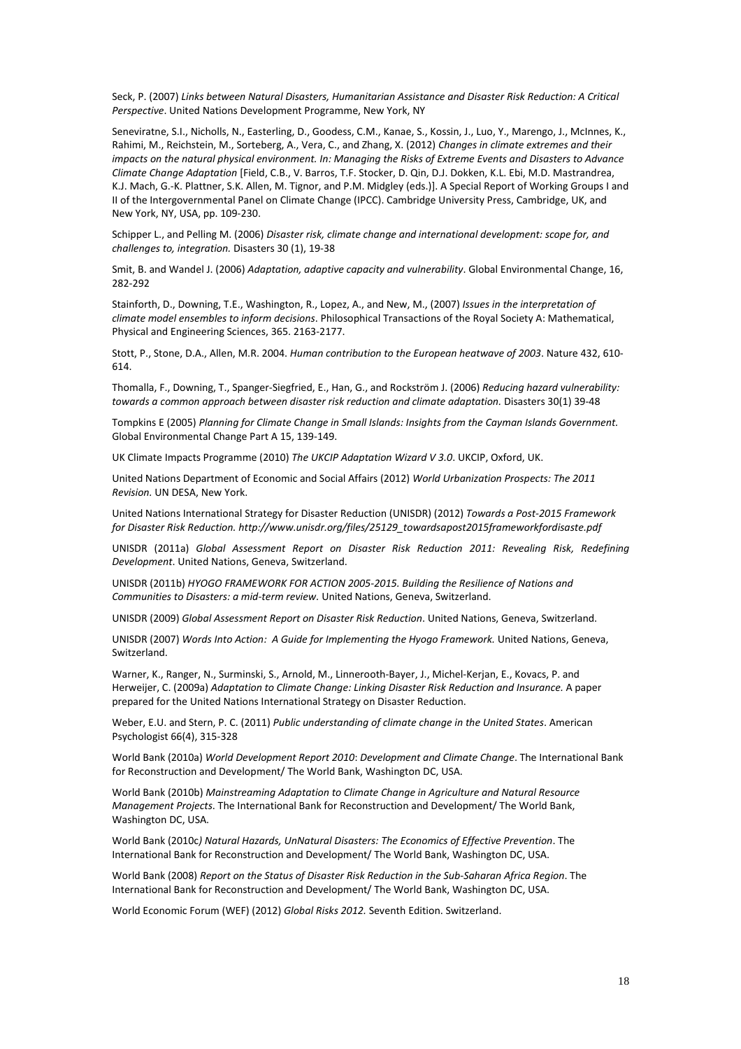Seck, P. (2007) *Links between Natural Disasters, Humanitarian Assistance and Disaster Risk Reduction: A Critical Perspective*. United Nations Development Programme, New York, NY

Seneviratne, S.I., Nicholls, N., Easterling, D., Goodess, C.M., Kanae, S., Kossin, J., Luo, Y., Marengo, J., McInnes, K., Rahimi, M., Reichstein, M., Sorteberg, A., Vera, C., and Zhang, X. (2012) *Changes in climate extremes and their impacts on the natural physical environment. In: Managing the Risks of Extreme Events and Disasters to Advance Climate Change Adaptation* [Field, C.B., V. Barros, T.F. Stocker, D. Qin, D.J. Dokken, K.L. Ebi, M.D. Mastrandrea, K.J. Mach, G.-K. Plattner, S.K. Allen, M. Tignor, and P.M. Midgley (eds.)]. A Special Report of Working Groups I and II of the Intergovernmental Panel on Climate Change (IPCC). Cambridge University Press, Cambridge, UK, and New York, NY, USA, pp. 109-230.

Schipper L., and Pelling M. (2006) *Disaster risk, climate change and international development: scope for, and challenges to, integration.* Disasters 30 (1), 19-38

Smit, B. and Wandel J. (2006) *Adaptation, adaptive capacity and vulnerability*. Global Environmental Change, 16, 282-292

Stainforth, D., Downing, T.E., Washington, R., Lopez, A., and New, M., (2007) *Issues in the interpretation of climate model ensembles to inform decisions*. Philosophical Transactions of the Royal Society A: Mathematical, Physical and Engineering Sciences, 365. 2163-2177.

Stott, P., Stone, D.A., Allen, M.R. 2004. *Human contribution to the European heatwave of 2003*. Nature 432, 610-614.

Thomalla, F., Downing, T., Spanger-Siegfried, E., Han, G., and Rockström J. (2006) *Reducing hazard vulnerability: towards a common approach between disaster risk reduction and climate adaptation.* Disasters 30(1) 39-48

Tompkins E (2005) *Planning for Climate Change in Small Islands: Insights from the Cayman Islands Government.* Global Environmental Change Part A 15, 139-149.

UK Climate Impacts Programme (2010) *The UKCIP Adaptation Wizard V 3.0*. UKCIP, Oxford, UK.

United Nations Department of Economic and Social Affairs (2012) *World Urbanization Prospects: The 2011 Revision.* UN DESA, New York.

United Nations International Strategy for Disaster Reduction (UNISDR) (2012) *Towards a Post-2015 Framework for Disaster Risk Reduction. http://www.unisdr.org/files/25129_towardsapost2015frameworkfordisaste.pdf*

UNISDR (2011a) *Global Assessment Report on Disaster Risk Reduction 2011: Revealing Risk, Redefining Development*. United Nations, Geneva, Switzerland.

UNISDR (2011b) *HYOGO FRAMEWORK FOR ACTION 2005-2015. Building the Resilience of Nations and Communities to Disasters: a mid-term review.* United Nations, Geneva, Switzerland.

UNISDR (2009) *Global Assessment Report on Disaster Risk Reduction*. United Nations, Geneva, Switzerland.

UNISDR (2007) *Words Into Action: A Guide for Implementing the Hyogo Framework.* United Nations, Geneva, Switzerland.

Warner, K., Ranger, N., Surminski, S., Arnold, M., Linnerooth-Bayer, J., Michel-Kerjan, E., Kovacs, P. and Herweijer, C. (2009a) *Adaptation to Climate Change: Linking Disaster Risk Reduction and Insurance.* A paper prepared for the United Nations International Strategy on Disaster Reduction.

Weber, E.U. and Stern, P. C. (2011) *Public understanding of climate change in the United States*. American Psychologist 66(4), 315-328

World Bank (2010a) *World Development Report 2010*: *Development and Climate Change*. The International Bank for Reconstruction and Development/ The World Bank, Washington DC, USA.

World Bank (2010b) *Mainstreaming Adaptation to Climate Change in Agriculture and Natural Resource Management Projects*. The International Bank for Reconstruction and Development/ The World Bank, Washington DC, USA.

World Bank (2010c*) Natural Hazards, UnNatural Disasters: The Economics of Effective Prevention*. The International Bank for Reconstruction and Development/ The World Bank, Washington DC, USA.

World Bank (2008) *Report on the Status of Disaster Risk Reduction in the Sub-Saharan Africa Region*. The International Bank for Reconstruction and Development/ The World Bank, Washington DC, USA.

World Economic Forum (WEF) (2012) *Global Risks 2012.* Seventh Edition. Switzerland.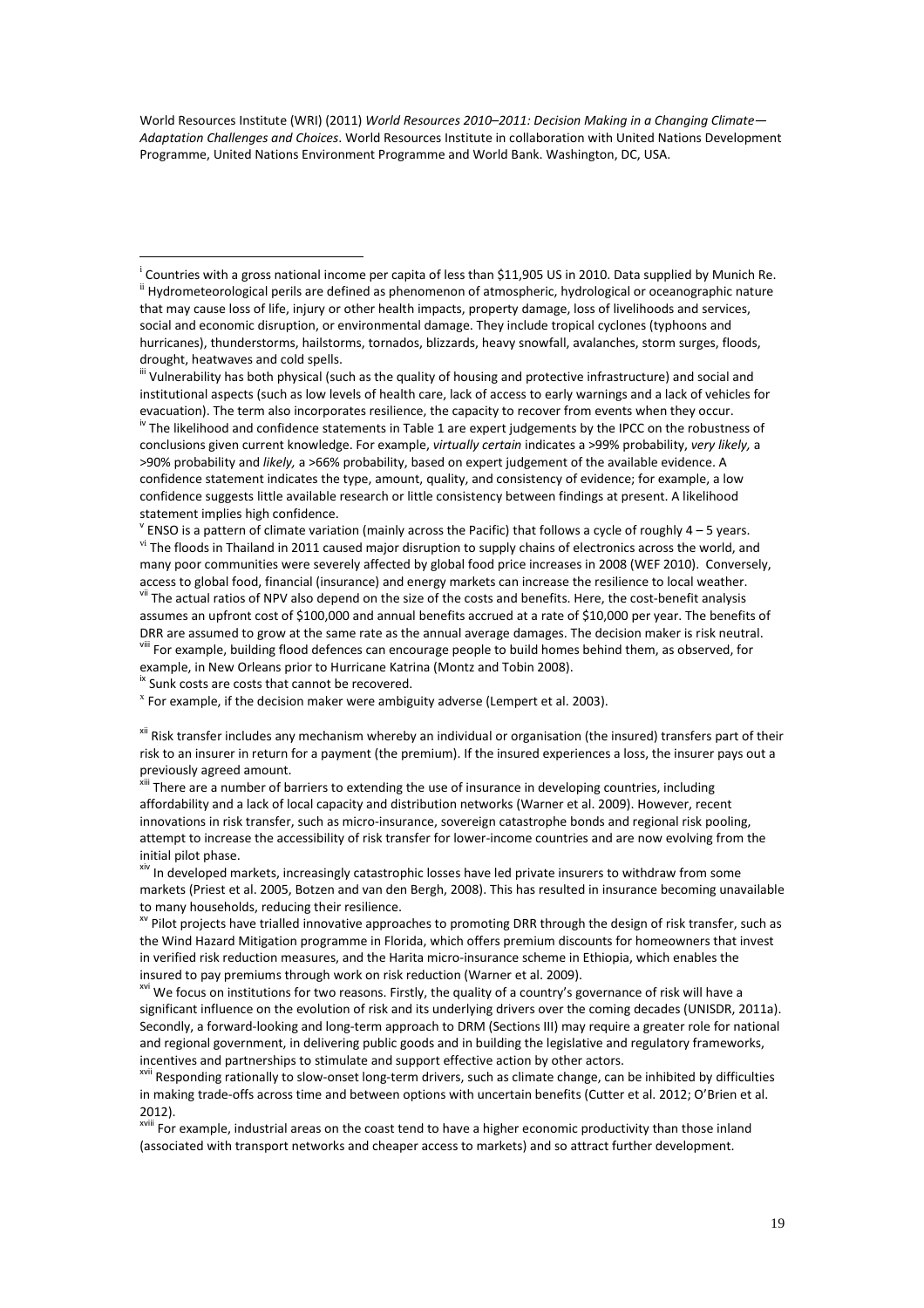World Resources Institute (WRI) (2011) *World Resources 2010–2011: Decision Making in a Changing Climate—Adaptation Challenges and Choices*. World Resources Institute in collaboration with United Nations Development Programme, United Nations Environment Programme and World Bank. Washington, DC, USA.

---

[i] Countries with a gross national income per capita of less than $11,905 US in 2010. Data supplied by Munich Re.

[ii] Hydrometeorological perils are defined as phenomenon of atmospheric, hydrological or oceanographic nature that may cause loss of life, injury or other health impacts, property damage, loss of livelihoods and services, social and economic disruption, or environmental damage. They include tropical cyclones (typhoons and hurricanes), thunderstorms, hailstorms, tornados, blizzards, heavy snowfall, avalanches, storm surges, floods, drought, heatwaves and cold spells.

[iii] Vulnerability has both physical (such as the quality of housing and protective infrastructure) and social and institutional aspects (such as low levels of health care, lack of access to early warnings and a lack of vehicles for evacuation). The term also incorporates resilience, the capacity to recover from events when they occur.

[iv] The likelihood and confidence statements in Table 1 are expert judgements by the IPCC on the robustness of conclusions given current knowledge. For example, *virtually certain* indicates a >99% probability, *very likely,* a >90% probability and *likely,* a >66% probability, based on expert judgement of the available evidence. A confidence statement indicates the type, amount, quality, and consistency of evidence; for example, a low confidence suggests little available research or little consistency between findings at present. A likelihood statement implies high confidence.

[v] ENSO is a pattern of climate variation (mainly across the Pacific) that follows a cycle of roughly 4 – 5 years.

[vi] The floods in Thailand in 2011 caused major disruption to supply chains of electronics across the world, and many poor communities were severely affected by global food price increases in 2008 (WEF 2010). Conversely, access to global food, financial (insurance) and energy markets can increase the resilience to local weather.

[vii] The actual ratios of NPV also depend on the size of the costs and benefits. Here, the cost-benefit analysis assumes an upfront cost of $100,000 and annual benefits accrued at a rate of $10,000 per year. The benefits of DRR are assumed to grow at the same rate as the annual average damages. The decision maker is risk neutral.

[viii] For example, building flood defences can encourage people to build homes behind them, as observed, for example, in New Orleans prior to Hurricane Katrina (Montz and Tobin 2008).

[ix] Sunk costs are costs that cannot be recovered.

[x] For example, if the decision maker were ambiguity adverse (Lempert et al. 2003).

[xii] Risk transfer includes any mechanism whereby an individual or organisation (the insured) transfers part of their risk to an insurer in return for a payment (the premium). If the insured experiences a loss, the insurer pays out a previously agreed amount.

[xiii] There are a number of barriers to extending the use of insurance in developing countries, including affordability and a lack of local capacity and distribution networks (Warner et al. 2009). However, recent innovations in risk transfer, such as micro-insurance, sovereign catastrophe bonds and regional risk pooling, attempt to increase the accessibility of risk transfer for lower-income countries and are now evolving from the initial pilot phase.

[xiv] In developed markets, increasingly catastrophic losses have led private insurers to withdraw from some markets (Priest et al. 2005, Botzen and van den Bergh, 2008). This has resulted in insurance becoming unavailable to many households, reducing their resilience.

[xv] Pilot projects have trialled innovative approaches to promoting DRR through the design of risk transfer, such as the Wind Hazard Mitigation programme in Florida, which offers premium discounts for homeowners that invest in verified risk reduction measures, and the Harita micro-insurance scheme in Ethiopia, which enables the insured to pay premiums through work on risk reduction (Warner et al. 2009).

[xvi] We focus on institutions for two reasons. Firstly, the quality of a country's governance of risk will have a significant influence on the evolution of risk and its underlying drivers over the coming decades (UNISDR, 2011a). Secondly, a forward-looking and long-term approach to DRM (Sections III) may require a greater role for national and regional government, in delivering public goods and in building the legislative and regulatory frameworks, incentives and partnerships to stimulate and support effective action by other actors.

[xvii] Responding rationally to slow-onset long-term drivers, such as climate change, can be inhibited by difficulties in making trade-offs across time and between options with uncertain benefits (Cutter et al. 2012; O'Brien et al. 2012).

[xviii] For example, industrial areas on the coast tend to have a higher economic productivity than those inland (associated with transport networks and cheaper access to markets) and so attract further development.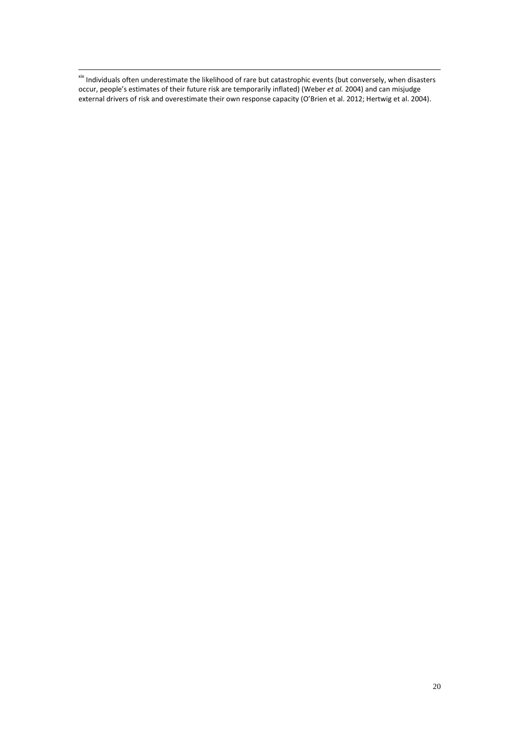[xix] Individuals often underestimate the likelihood of rare but catastrophic events (but conversely, when disasters occur, people's estimates of their future risk are temporarily inflated) (Weber *et al.* 2004) and can misjudge external drivers of risk and overestimate their own response capacity (O'Brien et al. 2012; Hertwig et al. 2004).